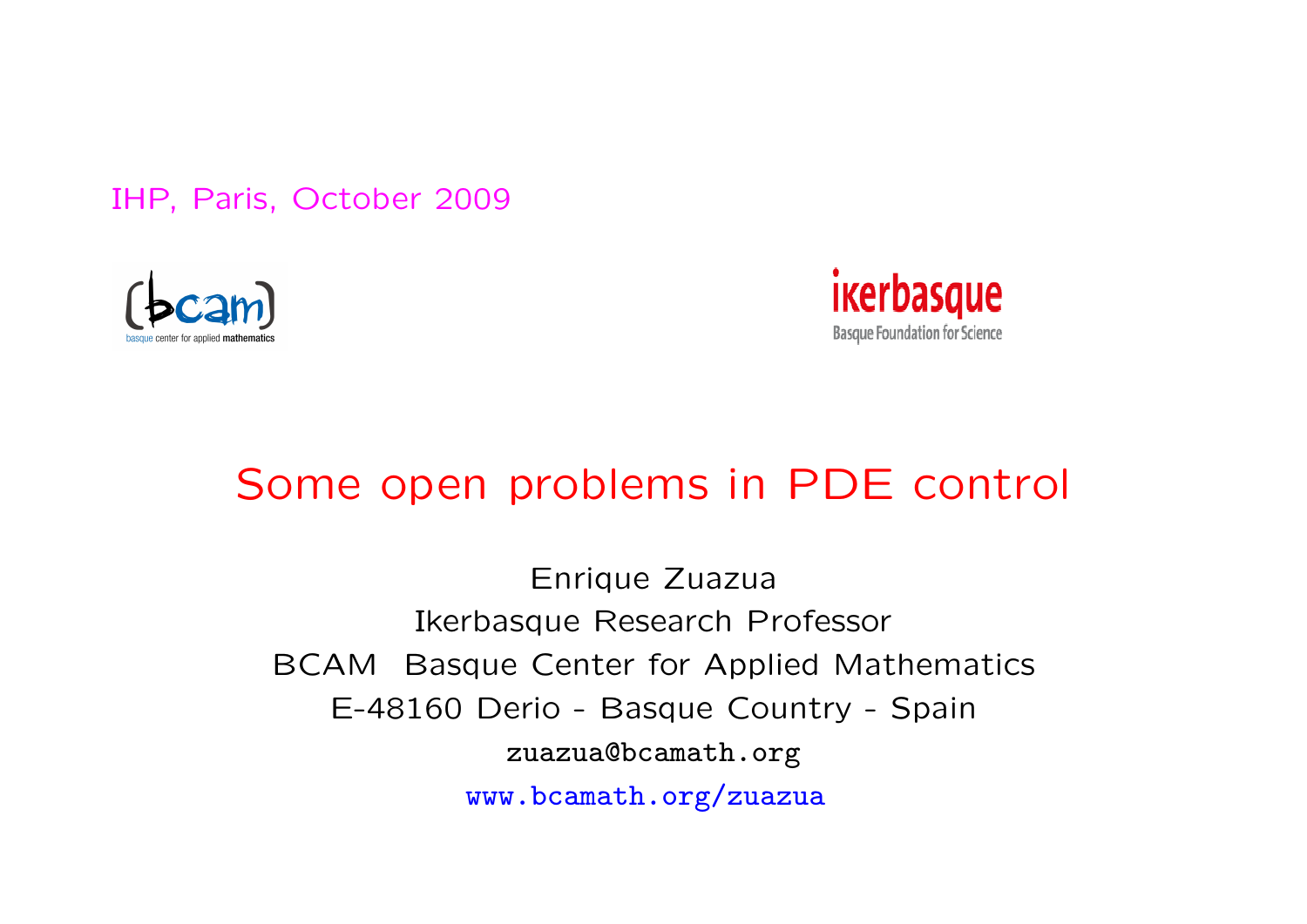IHP, Paris, October 2009

# Some open problems in PDE control

Enrique Zuazua

Ikerbasque Research Professor

BCAM Basque Center for Applied Mathematics

E-48160 Derio - Basque Country - Spain

zuazua@bcamath.org

www.bcamath.org/zuazua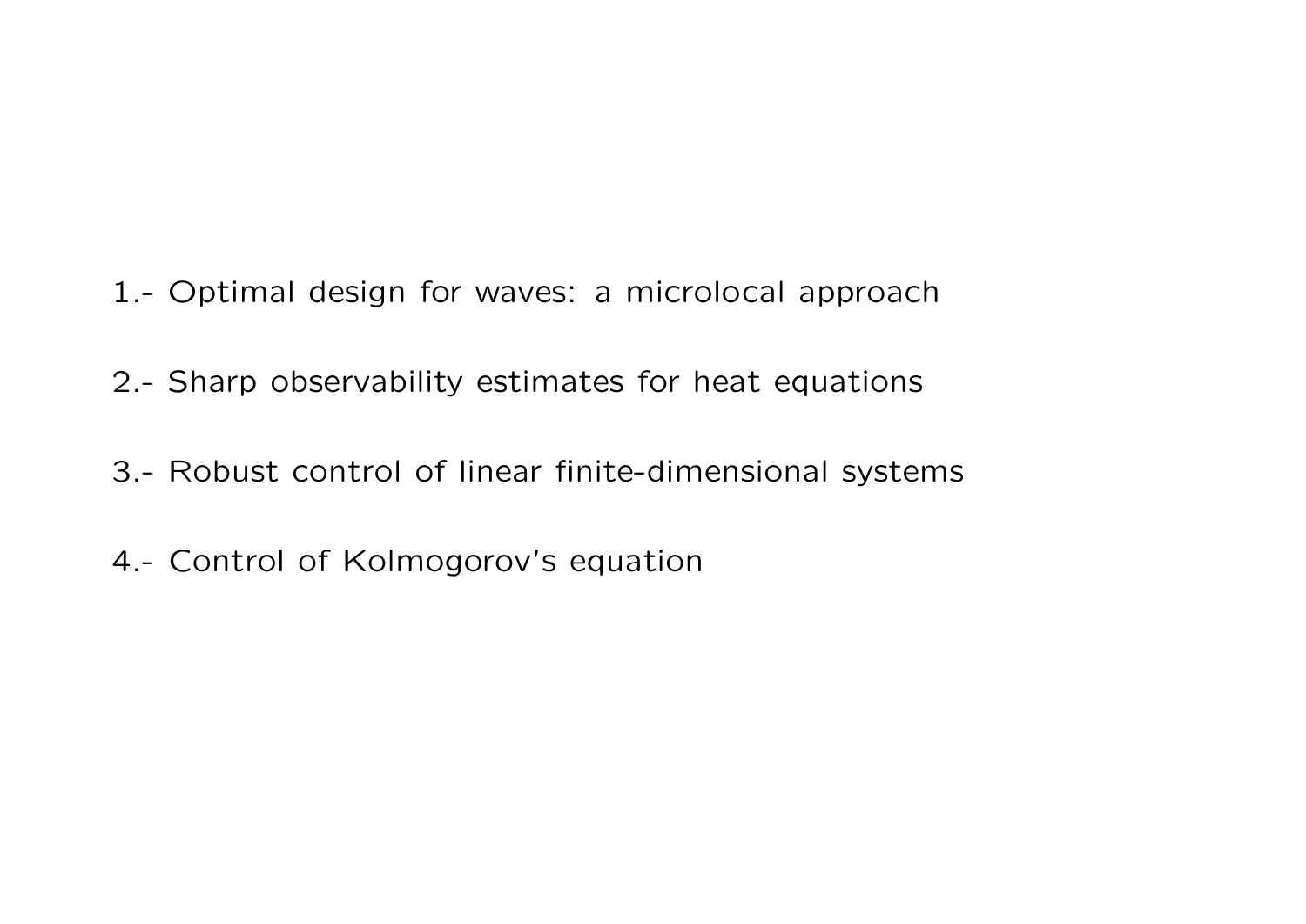1.- Optimal design for waves: a microlocal approach

2.- Sharp observability estimates for heat equations

3.- Robust control of linear finite-dimensional systems

4.- Control of Kolmogorov's equation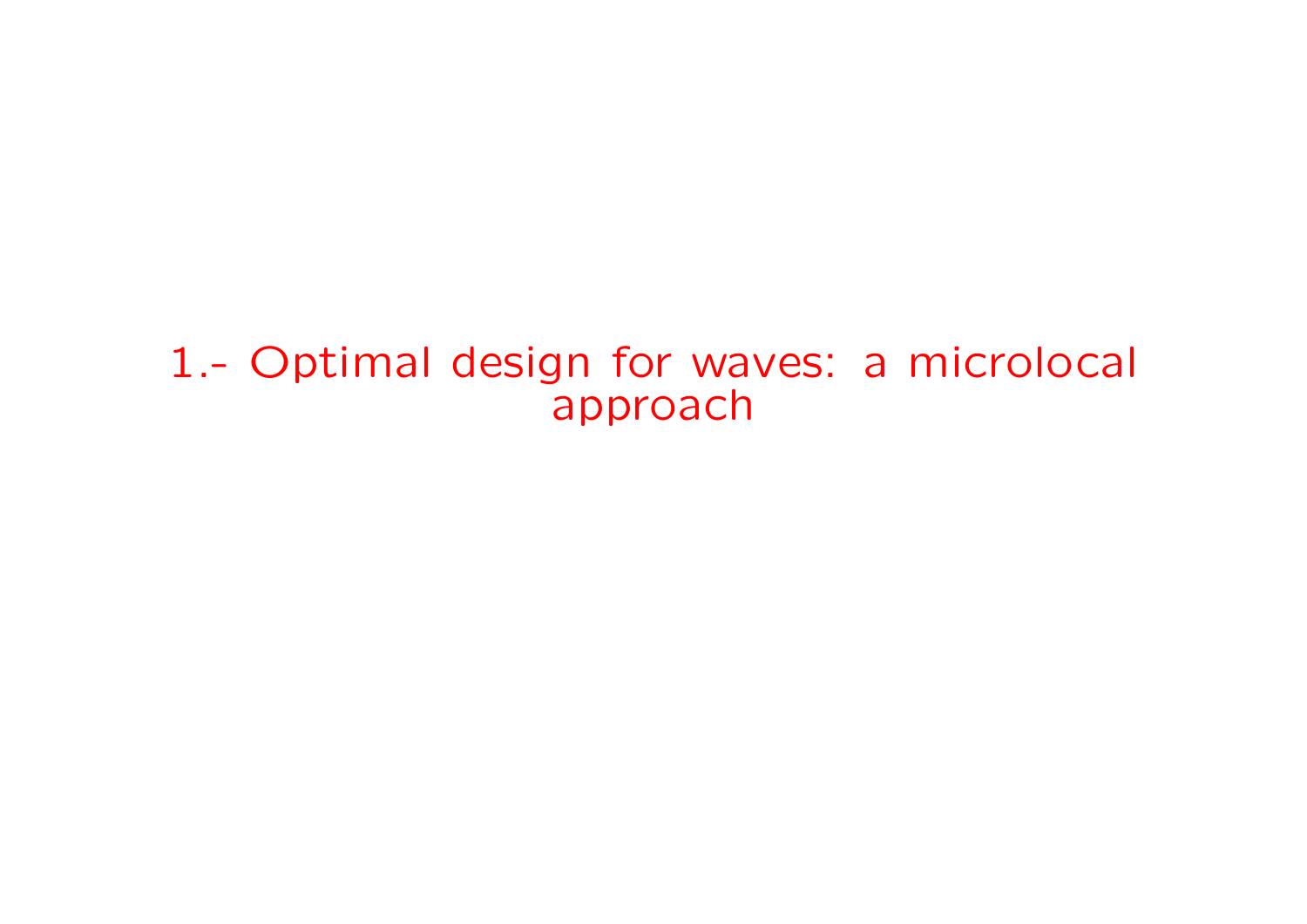# 1.- Optimal design for waves: a microlocal approach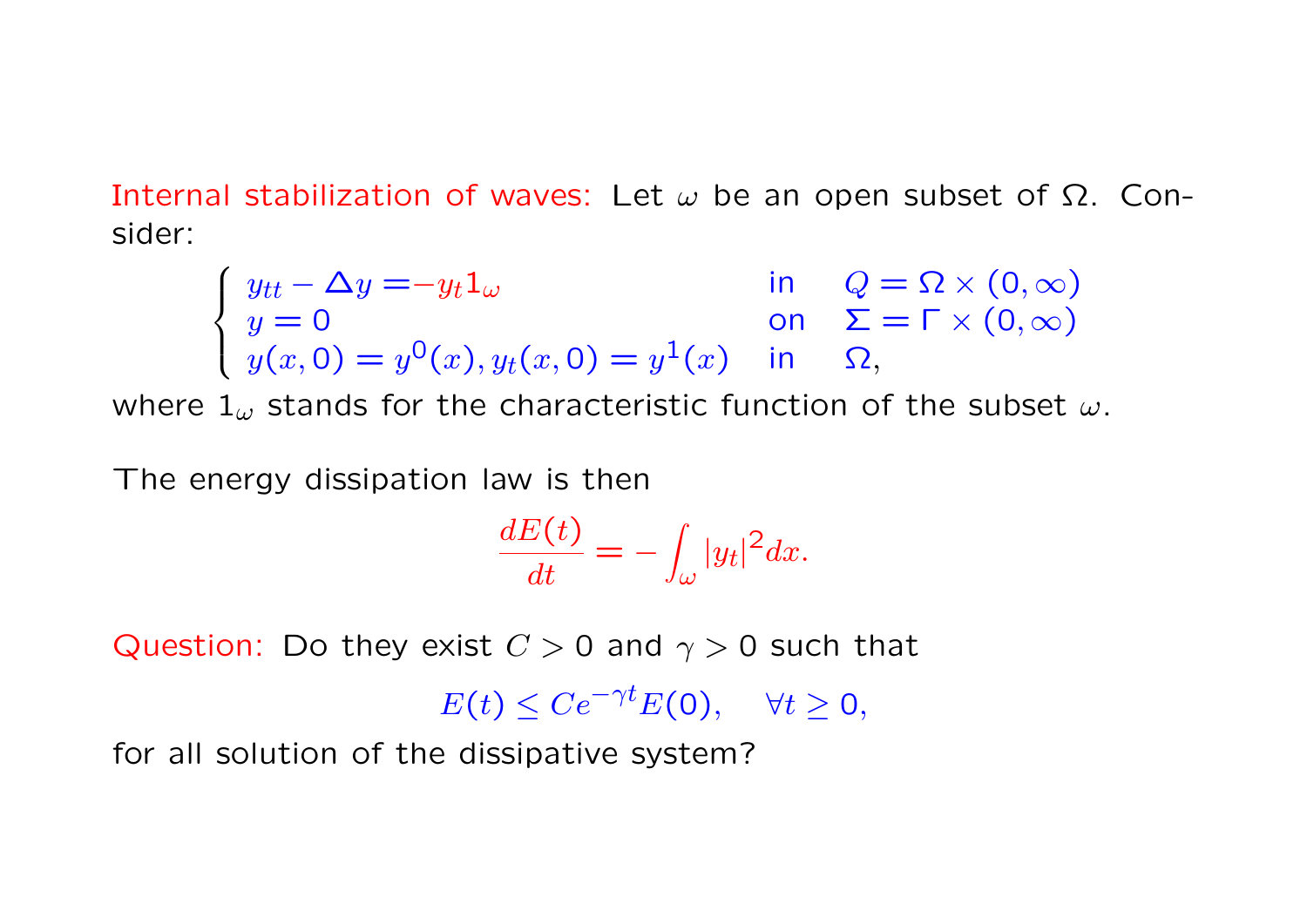Internal stabilization of waves: Let $\omega$ be an open subset of $\Omega$. Consider:

$$
\begin{cases}
y_{tt} - \Delta y = -y_t 1_\omega & \text{in} \quad Q = \Omega \times (0, \infty) \\
y = 0 & \text{on} \quad \Sigma = \Gamma \times (0, \infty) \\
y(x, 0) = y^0(x), y_t(x, 0) = y^1(x) & \text{in} \quad \Omega,
\end{cases}
$$

where $1_\omega$ stands for the characteristic function of the subset $\omega$.

The energy dissipation law is then

$$
\frac{dE(t)}{dt} = -\int_\omega |y_t|^2 dx.
$$

Question: Do they exist $C > 0$ and $\gamma > 0$ such that

$$
E(t) \leq C e^{-\gamma t} E(0), \quad \forall t \geq 0,
$$

for all solution of the dissipative system?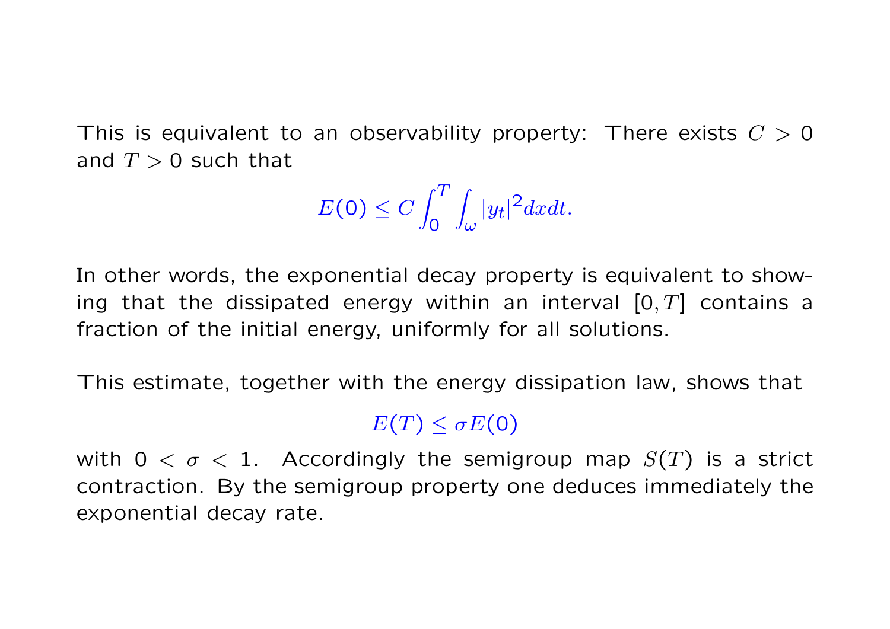This is equivalent to an observability property: There exists $C > 0$ and $T > 0$ such that

$$E(0) \leq C \int_0^T \int_\omega |y_t|^2 dx dt.$$

In other words, the exponential decay property is equivalent to showing that the dissipated energy within an interval $[0, T]$ contains a fraction of the initial energy, uniformly for all solutions.

This estimate, together with the energy dissipation law, shows that

$$E(T) \leq \sigma E(0)$$

with $0 < \sigma < 1$. Accordingly the semigroup map $S(T)$ is a strict contraction. By the semigroup property one deduces immediately the exponential decay rate.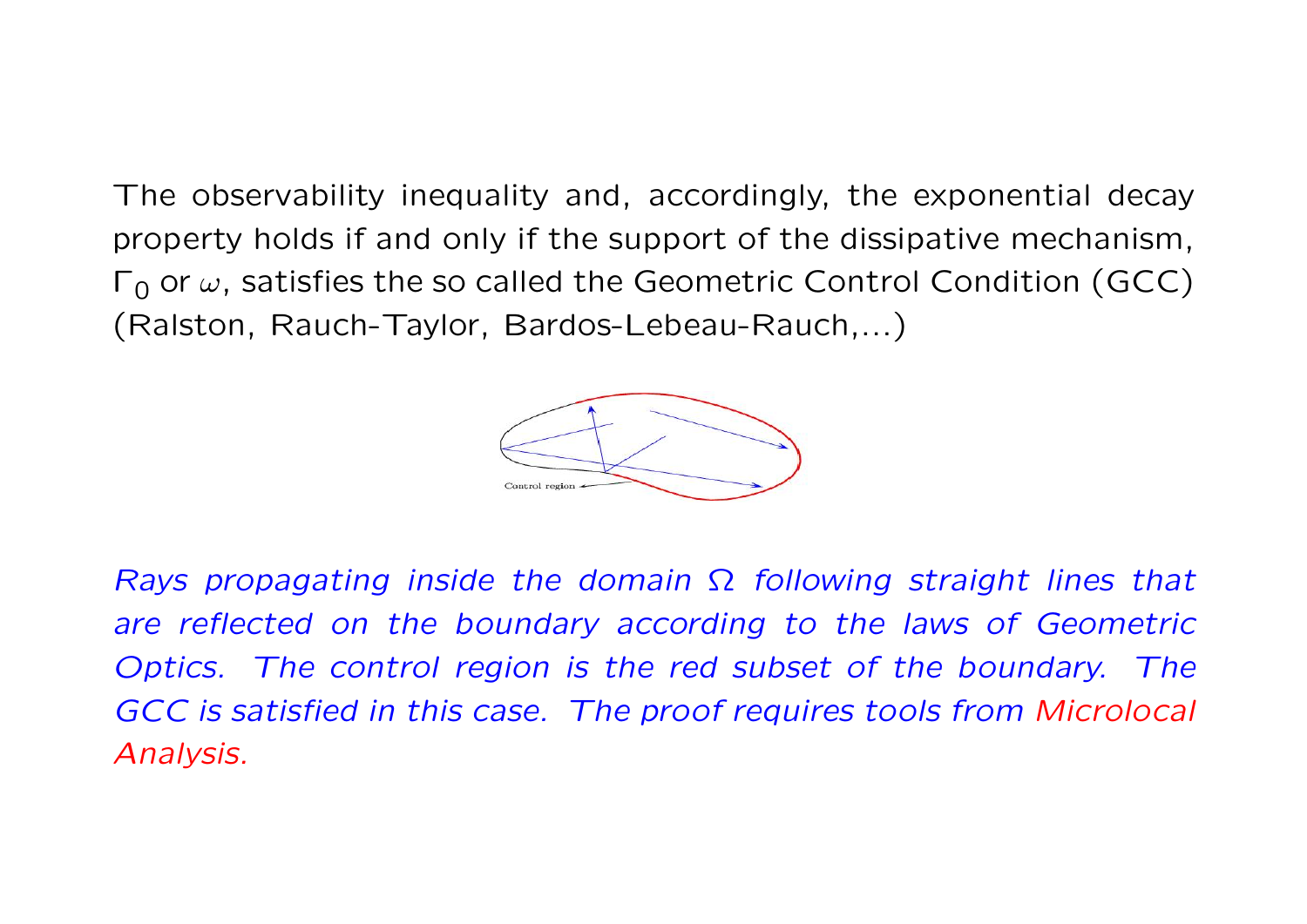The observability inequality and, accordingly, the exponential decay property holds if and only if the support of the dissipative mechanism, $\Gamma_0$ or $\omega$, satisfies the so called the Geometric Control Condition (GCC) (Ralston, Rauch-Taylor, Bardos-Lebeau-Rauch,...)

*Rays propagating inside the domain $\Omega$ following straight lines that are reflected on the boundary according to the laws of Geometric Optics. The control region is the red subset of the boundary. The GCC is satisfied in this case. The proof requires tools from Microlocal Analysis.*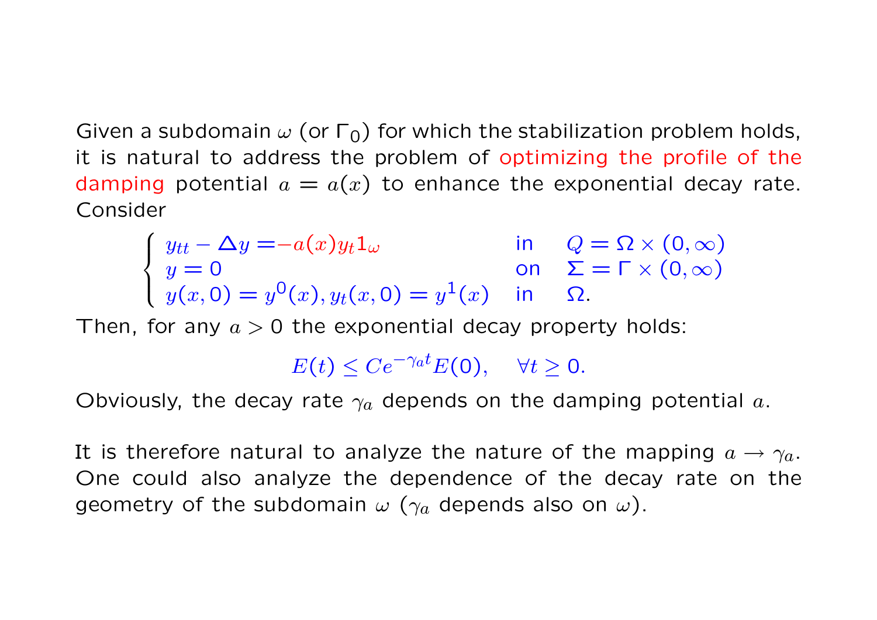Given a subdomain $\omega$ (or $\Gamma_0$) for which the stabilization problem holds, it is natural to address the problem of optimizing the profile of the damping potential $a = a(x)$ to enhance the exponential decay rate. Consider

$$
\begin{cases}
y_{tt} - \Delta y = -a(x) y_t 1_\omega & \text{in} \quad Q = \Omega \times (0, \infty) \\
y = 0 & \text{on} \quad \Sigma = \Gamma \times (0, \infty) \\
y(x, 0) = y^0(x), y_t(x, 0) = y^1(x) & \text{in} \quad \Omega.
\end{cases}
$$

Then, for any $a > 0$ the exponential decay property holds:

$$
E(t) \leq C e^{-\gamma_a t} E(0), \quad \forall t \geq 0.
$$

Obviously, the decay rate $\gamma_a$ depends on the damping potential $a$.

It is therefore natural to analyze the nature of the mapping $a \to \gamma_a$. One could also analyze the dependence of the decay rate on the geometry of the subdomain $\omega$ ($\gamma_a$ depends also on $\omega$).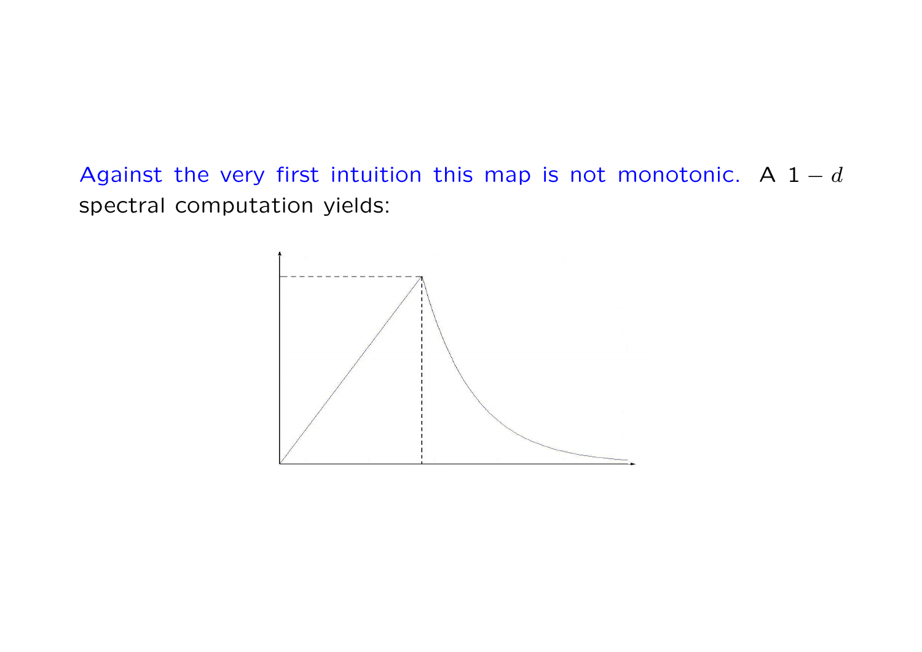Against the very first intuition this map is not monotonic. A $1-d$ spectral computation yields: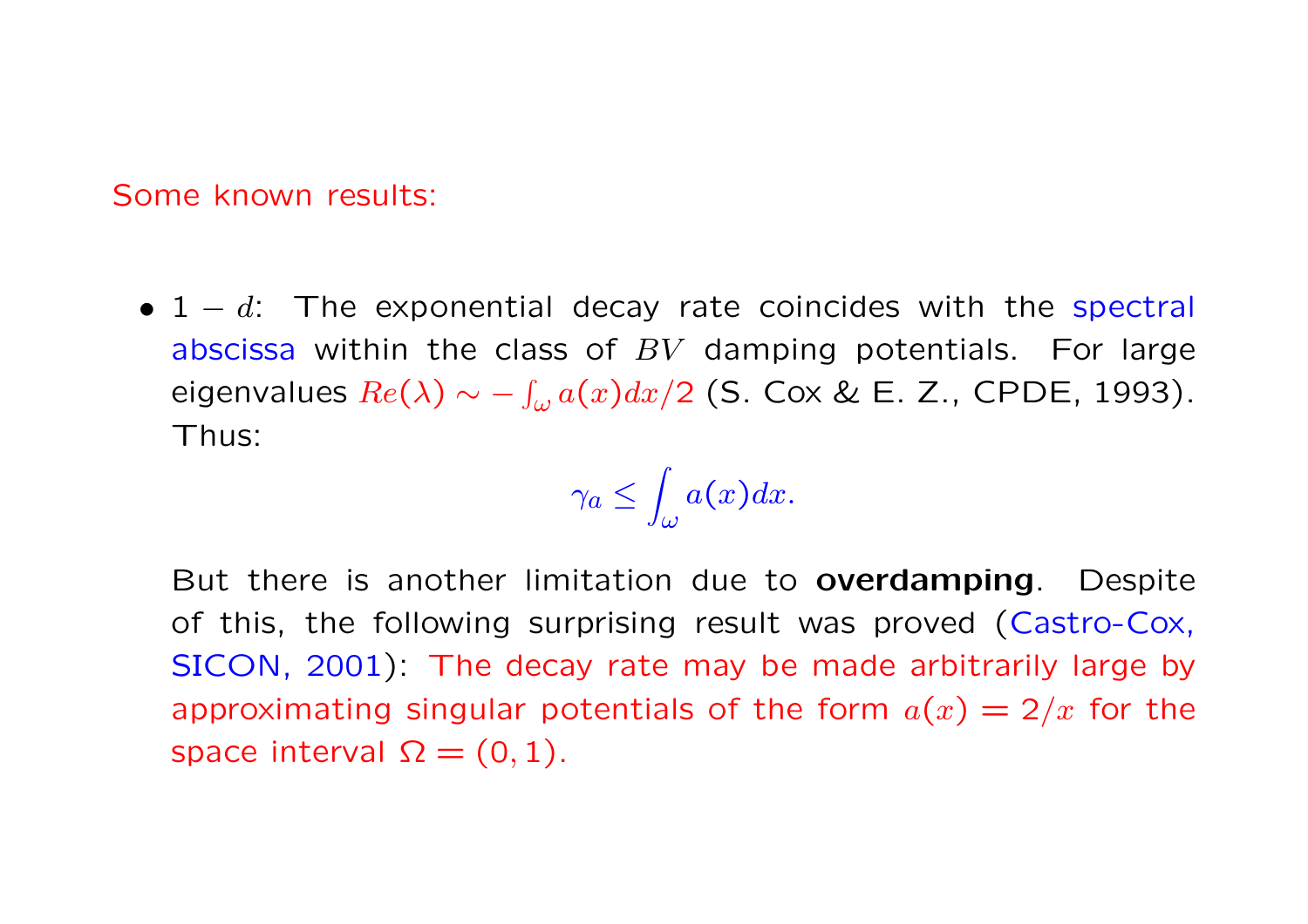Some known results:

- $1-d$: The exponential decay rate coincides with the spectral abscissa within the class of $BV$ damping potentials. For large eigenvalues $Re(\lambda) \sim -\int_\omega a(x)dx/2$ (S. Cox & E. Z., CPDE, 1993). Thus:

$$\gamma_a \leq \int_\omega a(x)dx.$$

  But there is another limitation due to **overdamping**. Despite of this, the following surprising result was proved (Castro-Cox, SICON, 2001): The decay rate may be made arbitrarily large by approximating singular potentials of the form $a(x) = 2/x$ for the space interval $\Omega = (0, 1)$.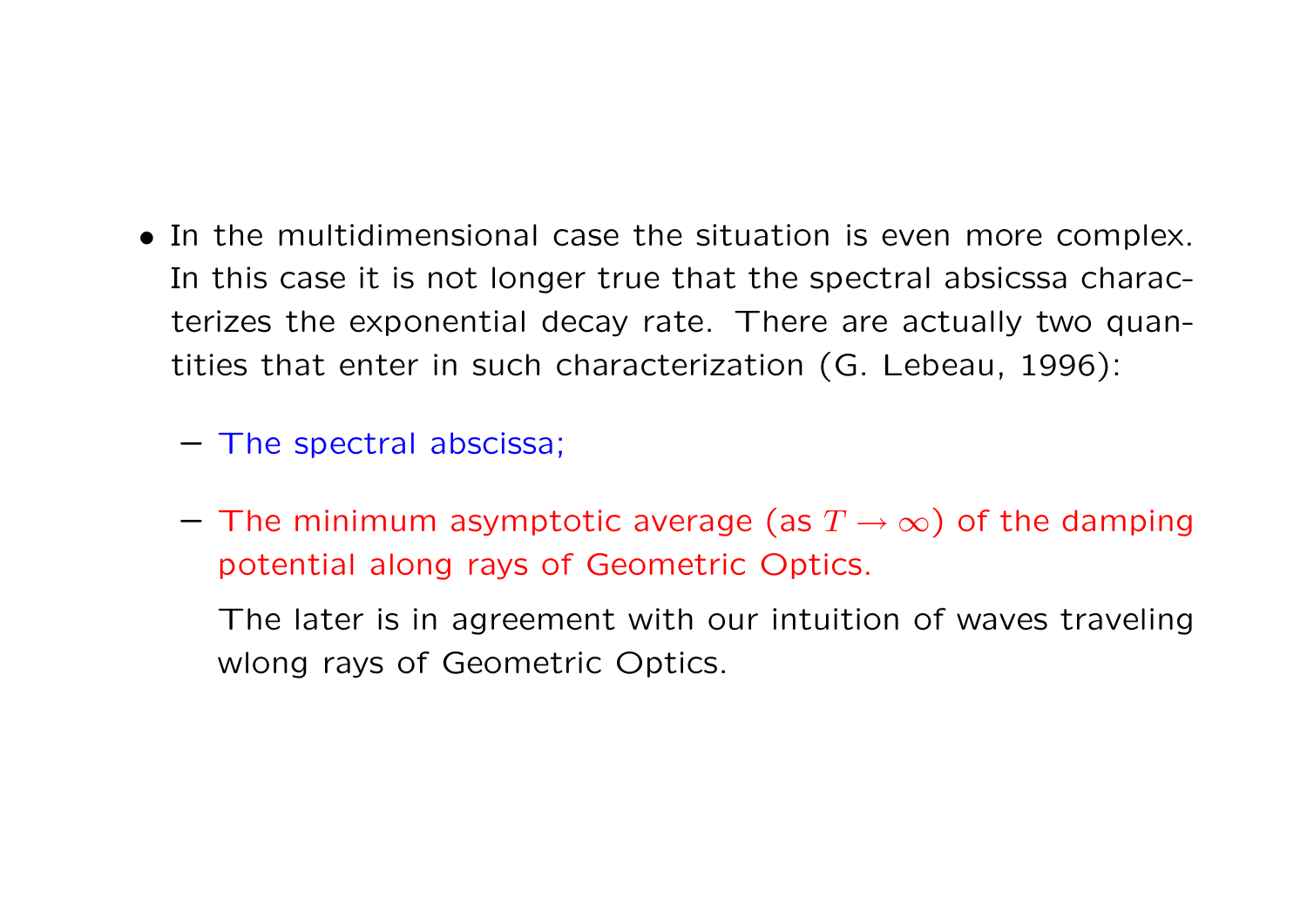- In the multidimensional case the situation is even more complex. In this case it is not longer true that the spectral absicssa characterizes the exponential decay rate. There are actually two quantities that enter in such characterization (G. Lebeau, 1996):

  - The spectral abscissa;

  - The minimum asymptotic average (as $T \to \infty$) of the damping potential along rays of Geometric Optics.

    The later is in agreement with our intuition of waves traveling wlong rays of Geometric Optics.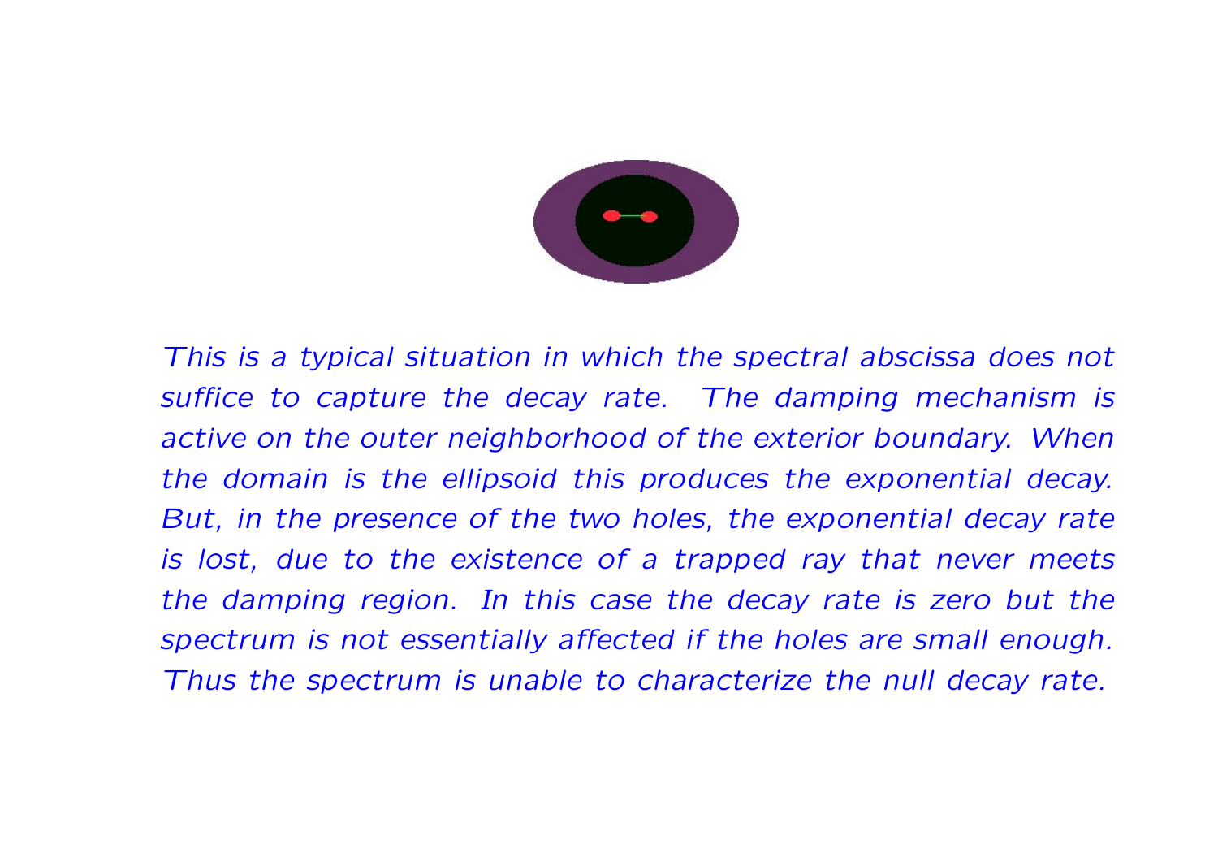*This is a typical situation in which the spectral abscissa does not suffice to capture the decay rate. The damping mechanism is active on the outer neighborhood of the exterior boundary. When the domain is the ellipsoid this produces the exponential decay. But, in the presence of the two holes, the exponential decay rate is lost, due to the existence of a trapped ray that never meets the damping region. In this case the decay rate is zero but the spectrum is not essentially affected if the holes are small enough. Thus the spectrum is unable to characterize the null decay rate.*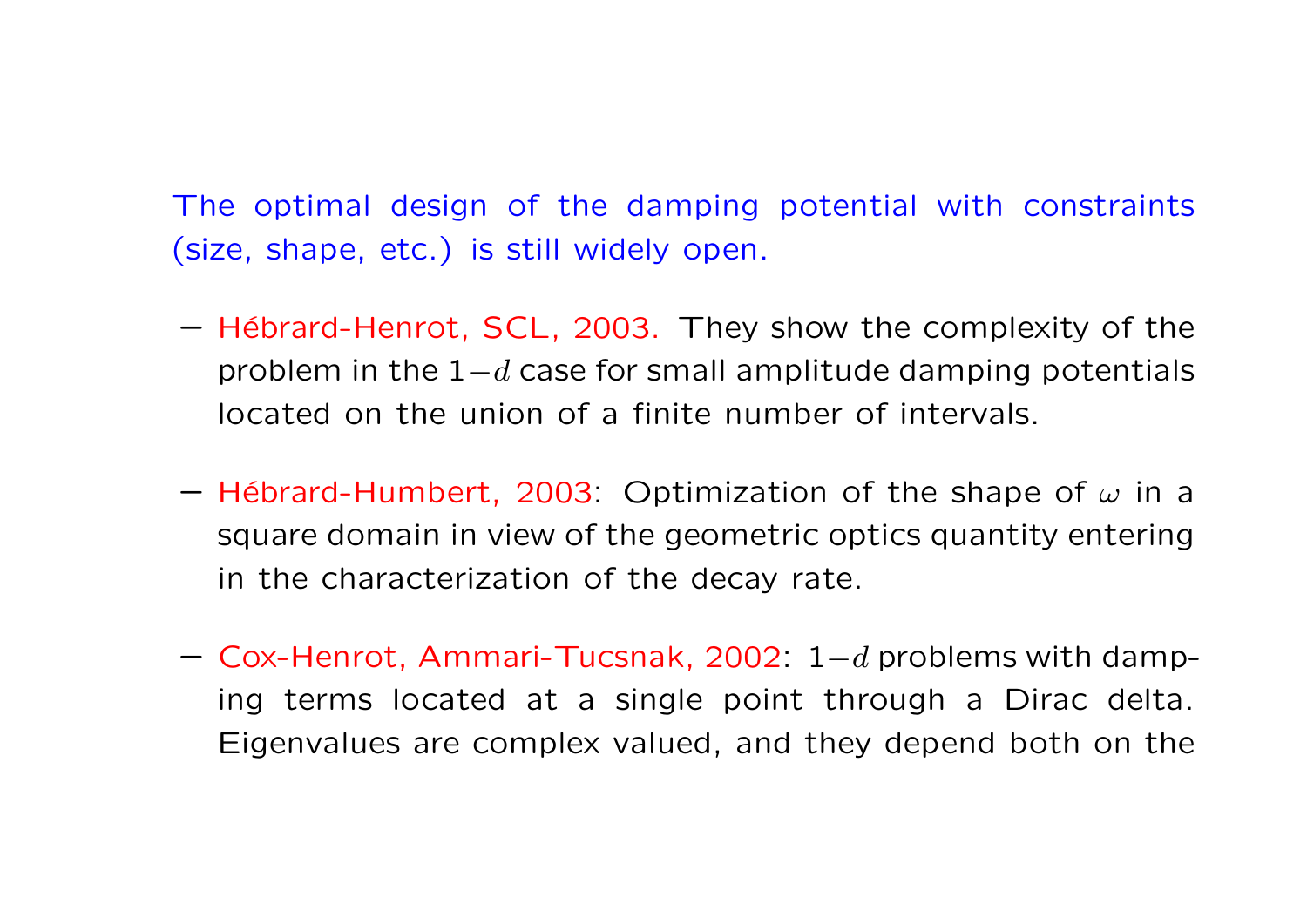The optimal design of the damping potential with constraints (size, shape, etc.) is still widely open.

- Hébrard-Henrot, SCL, 2003. They show the complexity of the problem in the $1-d$ case for small amplitude damping potentials located on the union of a finite number of intervals.

- Hébrard-Humbert, 2003: Optimization of the shape of $\omega$ in a square domain in view of the geometric optics quantity entering in the characterization of the decay rate.

- Cox-Henrot, Ammari-Tucsnak, 2002: $1-d$ problems with damping terms located at a single point through a Dirac delta. Eigenvalues are complex valued, and they depend both on the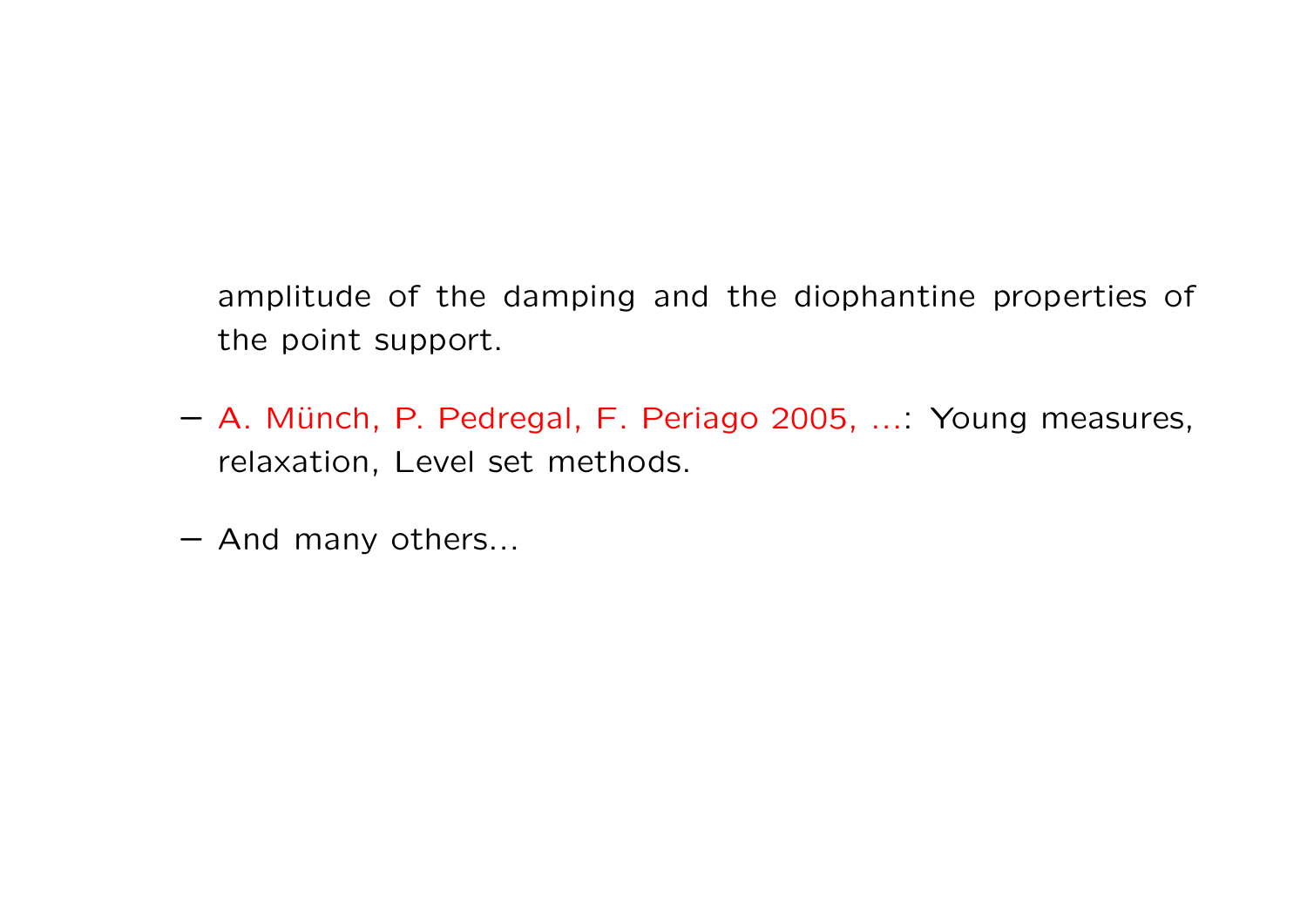amplitude of the damping and the diophantine properties of the point support.

– A. Münch, P. Pedregal, F. Periago 2005, ...: Young measures, relaxation, Level set methods.

– And many others...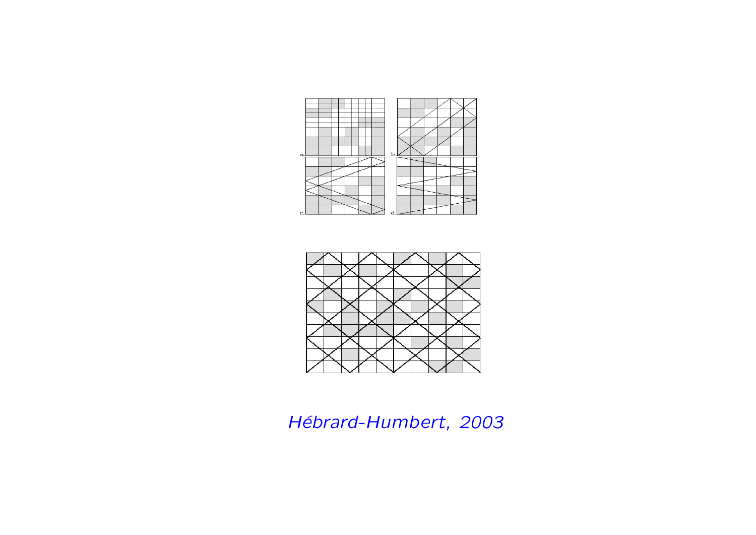a. b. c. d.

*Hébrard-Humbert, 2003*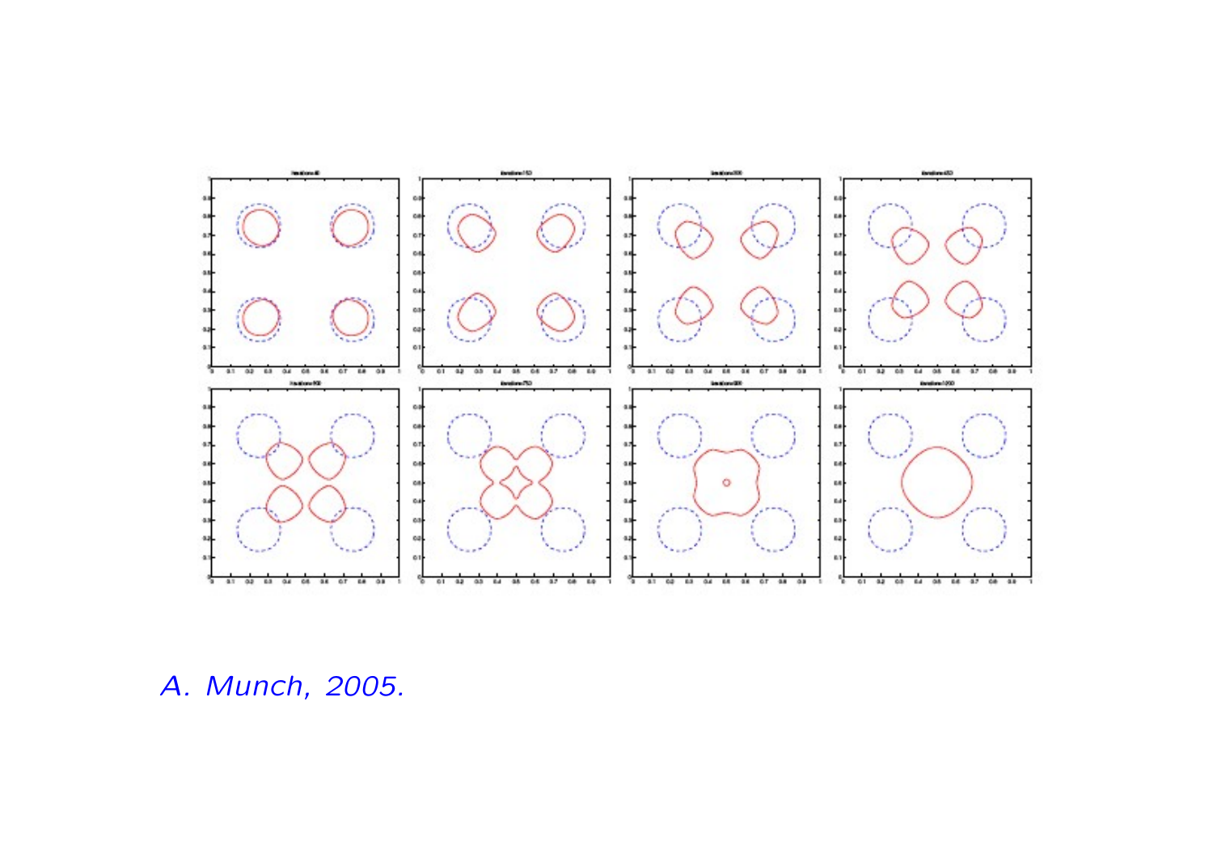A. Munch, 2005.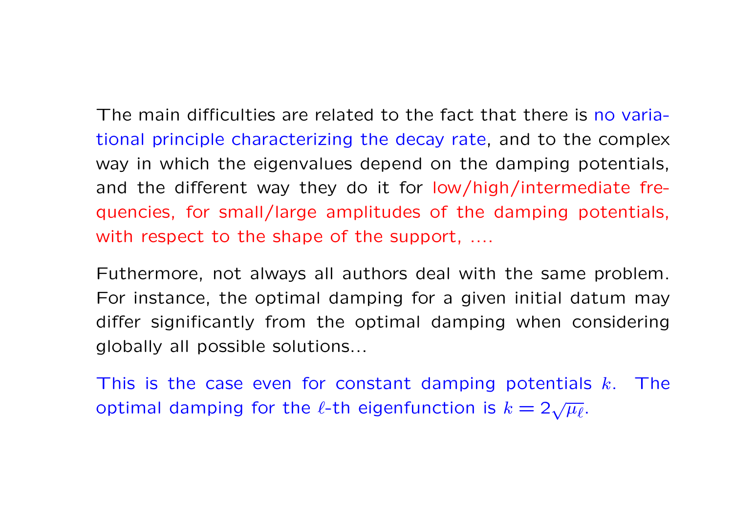The main difficulties are related to the fact that there is no variational principle characterizing the decay rate, and to the complex way in which the eigenvalues depend on the damping potentials, and the different way they do it for low/high/intermediate frequencies, for small/large amplitudes of the damping potentials, with respect to the shape of the support, ....

Futhermore, not always all authors deal with the same problem. For instance, the optimal damping for a given initial datum may differ significantly from the optimal damping when considering globally all possible solutions...

This is the case even for constant damping potentials $k$. The optimal damping for the $\ell$-th eigenfunction is $k = 2\sqrt{\mu_\ell}$.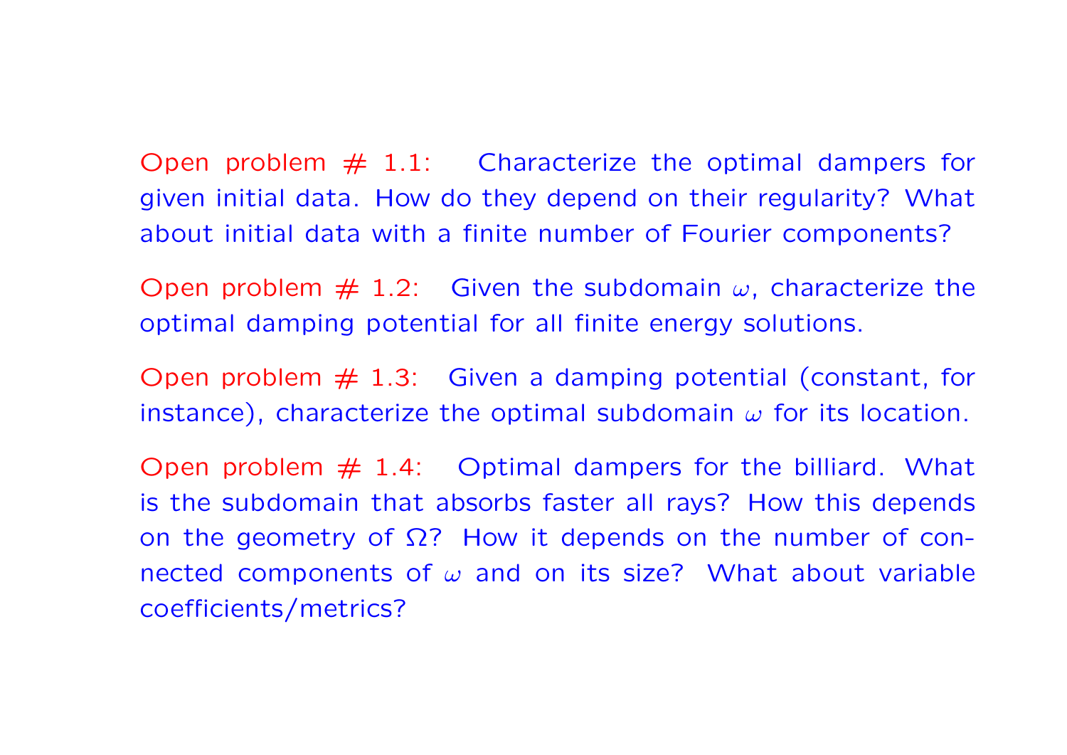Open problem # 1.1: Characterize the optimal dampers for given initial data. How do they depend on their regularity? What about initial data with a finite number of Fourier components?

Open problem # 1.2: Given the subdomain $\omega$, characterize the optimal damping potential for all finite energy solutions.

Open problem # 1.3: Given a damping potential (constant, for instance), characterize the optimal subdomain $\omega$ for its location.

Open problem # 1.4: Optimal dampers for the billiard. What is the subdomain that absorbs faster all rays? How this depends on the geometry of $\Omega$? How it depends on the number of connected components of $\omega$ and on its size? What about variable coefficients/metrics?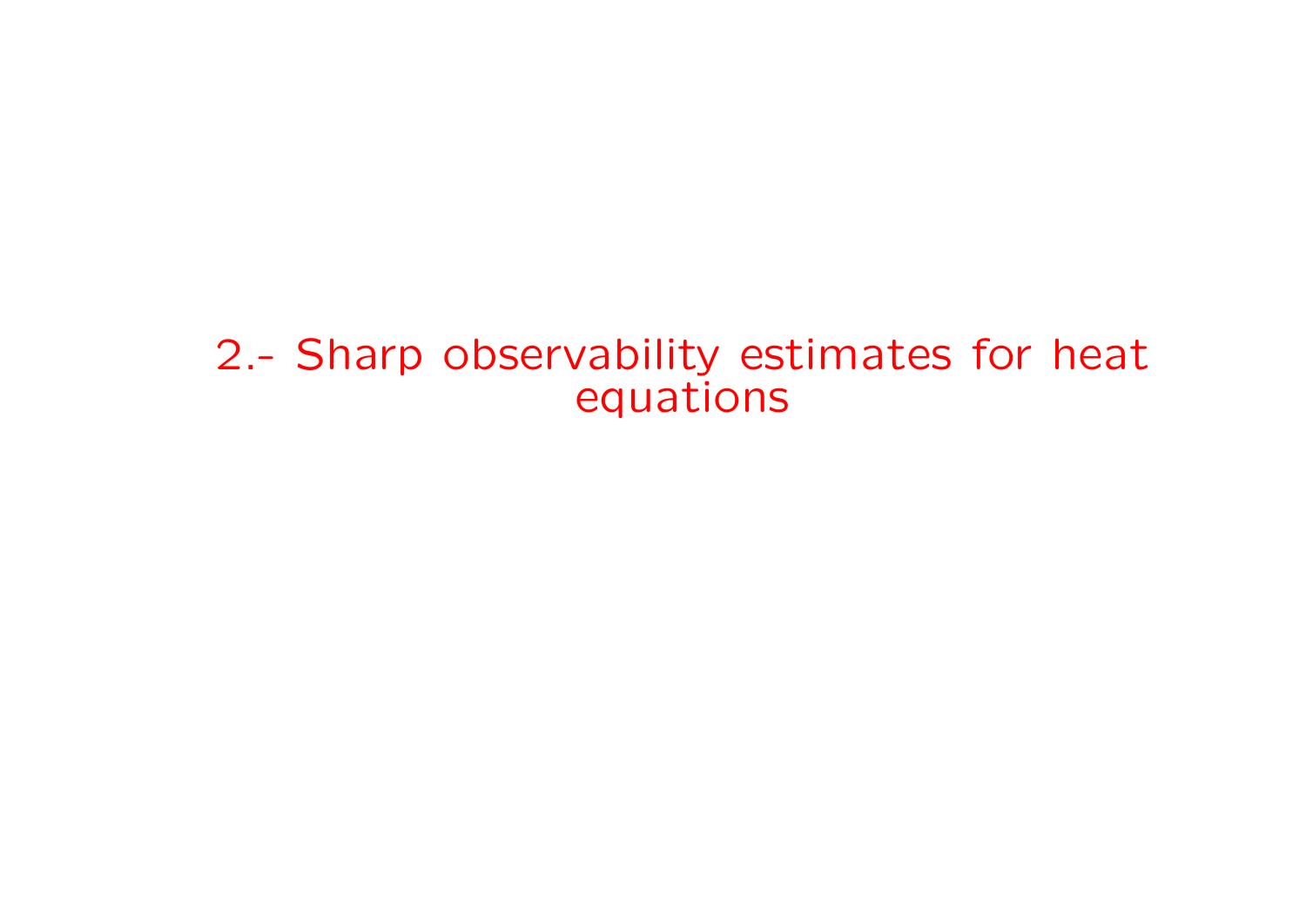# 2.- Sharp observability estimates for heat equations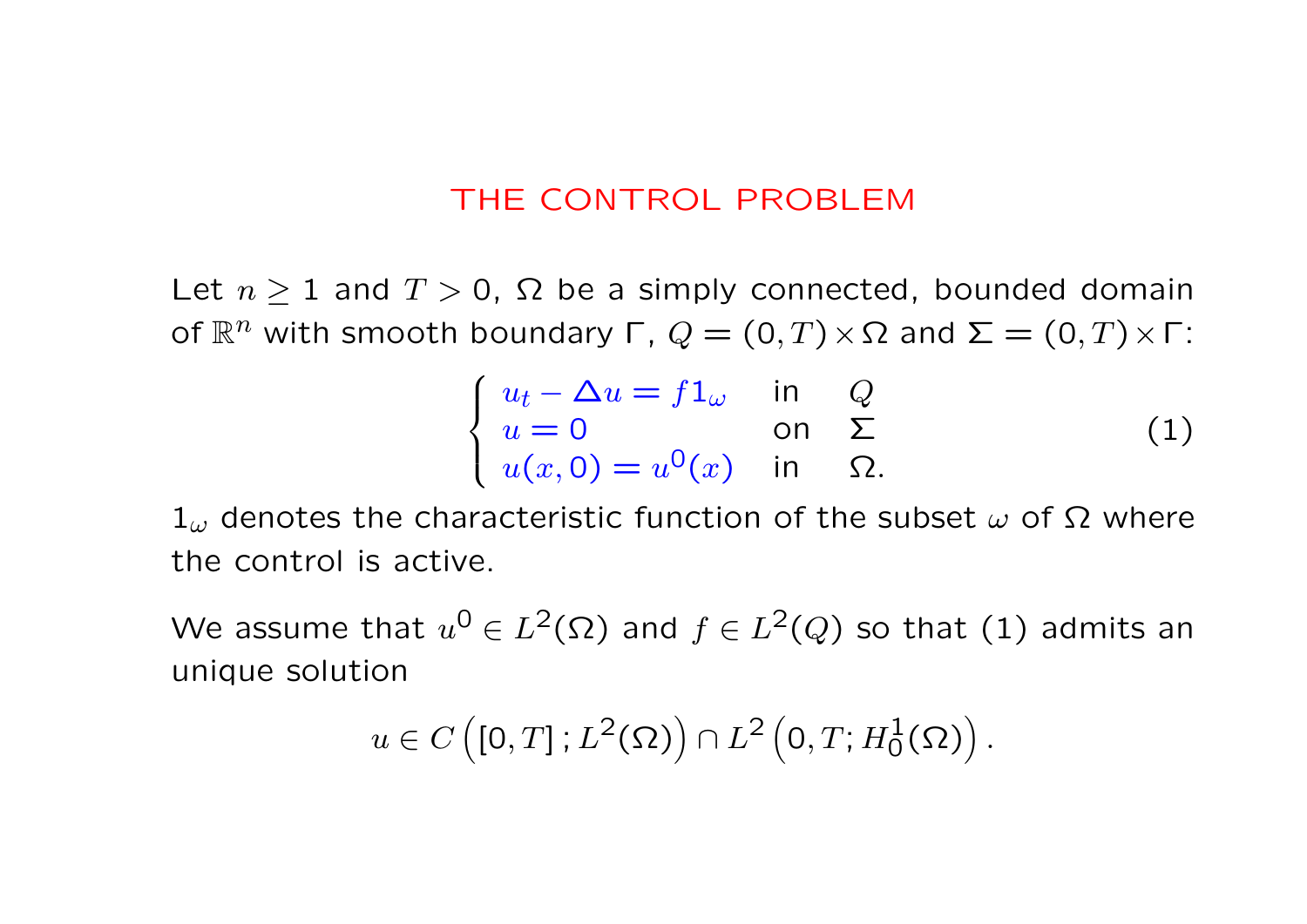# THE CONTROL PROBLEM

Let $n \geq 1$ and $T > 0$, $\Omega$ be a simply connected, bounded domain of $\mathbb{R}^n$ with smooth boundary $\Gamma$, $Q = (0, T) \times \Omega$ and $\Sigma = (0, T) \times \Gamma$:

$$
\begin{cases}
u_t - \Delta u = f 1_\omega & \text{in} \quad Q \\
u = 0 & \text{on} \quad \Sigma \\
u(x, 0) = u^0(x) & \text{in} \quad \Omega.
\end{cases}
\tag{1}
$$

$1_\omega$ denotes the characteristic function of the subset $\omega$ of $\Omega$ where the control is active.

We assume that $u^0 \in L^2(\Omega)$ and $f \in L^2(Q)$ so that (1) admits an unique solution

$$
u \in C\left([0, T]\,; L^2(\Omega)\right) \cap L^2\left(0, T; H_0^1(\Omega)\right).
$$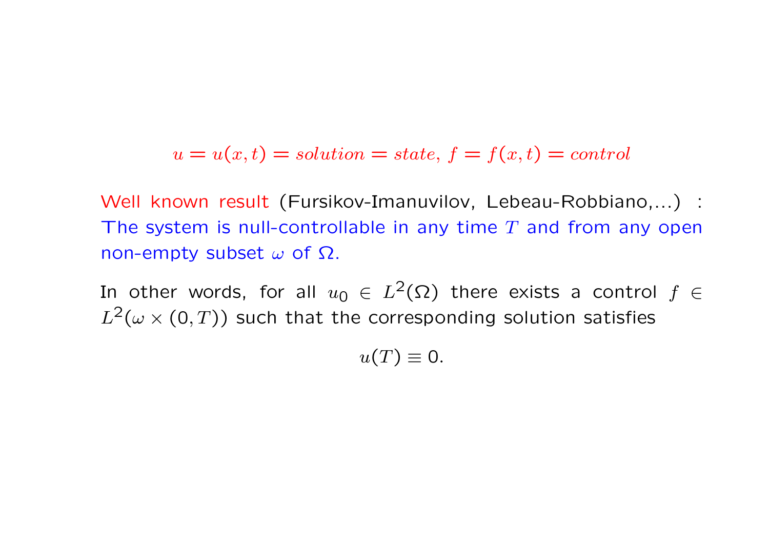$$u = u(x,t) = solution = state,\ f = f(x,t) = control$$

Well known result (Fursikov-Imanuvilov, Lebeau-Robbiano,...) : The system is null-controllable in any time $T$ and from any open non-empty subset $\omega$ of $\Omega$.

In other words, for all $u_0 \in L^2(\Omega)$ there exists a control $f \in L^2(\omega \times (0,T))$ such that the corresponding solution satisfies

$$u(T) \equiv 0.$$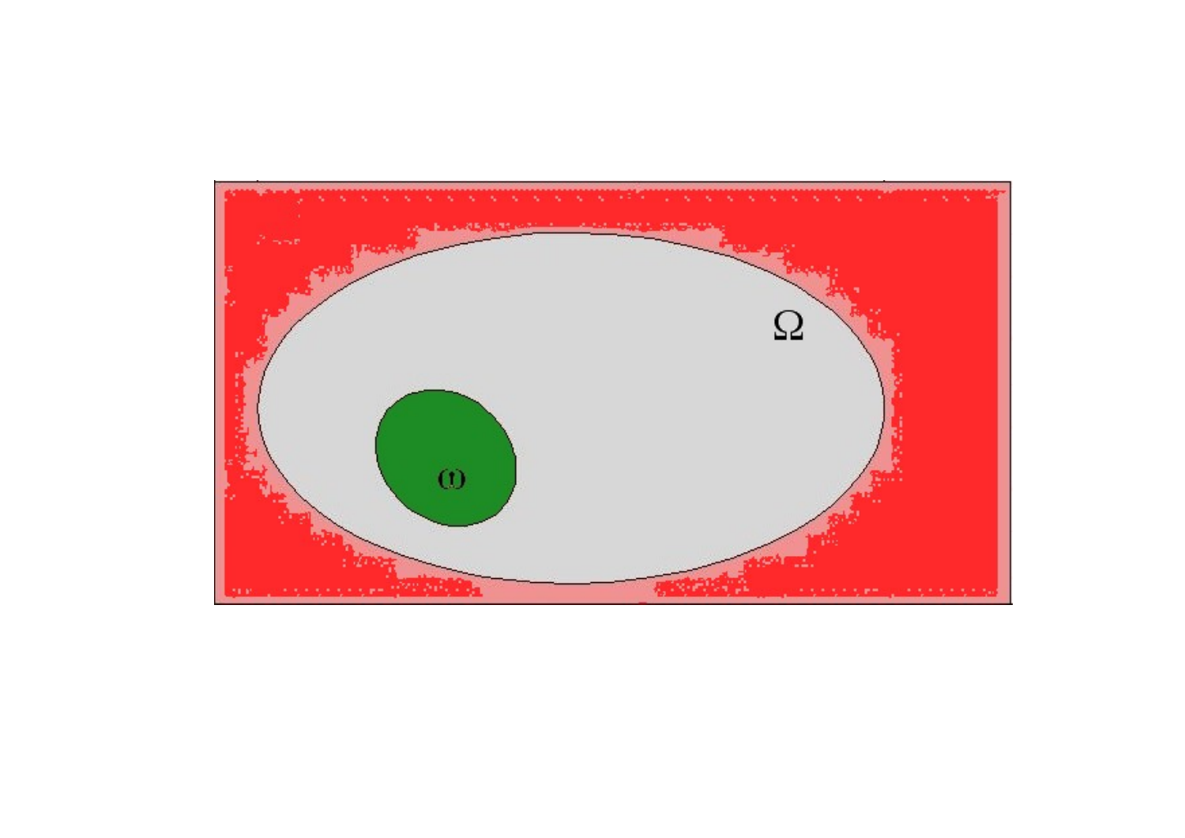$\Omega$

$\omega$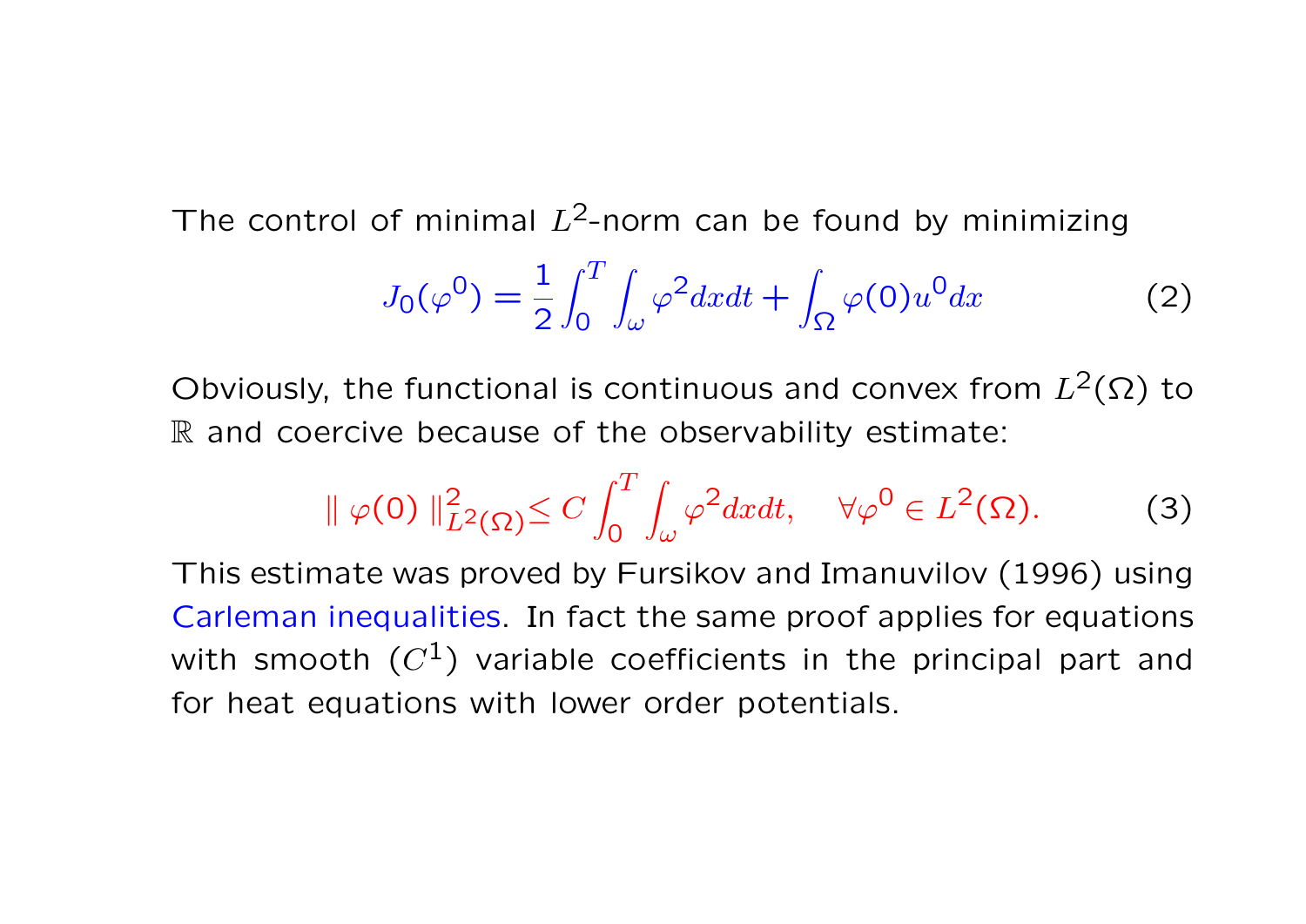The control of minimal $L^2$-norm can be found by minimizing

$$J_0(\varphi^0) = \frac{1}{2}\int_0^T \int_\omega \varphi^2 dxdt + \int_\Omega \varphi(0)u^0 dx \tag{2}$$

Obviously, the functional is continuous and convex from $L^2(\Omega)$ to $\mathbb{R}$ and coercive because of the observability estimate:

$$\| \varphi(0) \|^2_{L^2(\Omega)} \leq C \int_0^T \int_\omega \varphi^2 dxdt, \quad \forall \varphi^0 \in L^2(\Omega). \tag{3}$$

This estimate was proved by Fursikov and Imanuvilov (1996) using Carleman inequalities. In fact the same proof applies for equations with smooth ($C^1$) variable coefficients in the principal part and for heat equations with lower order potentials.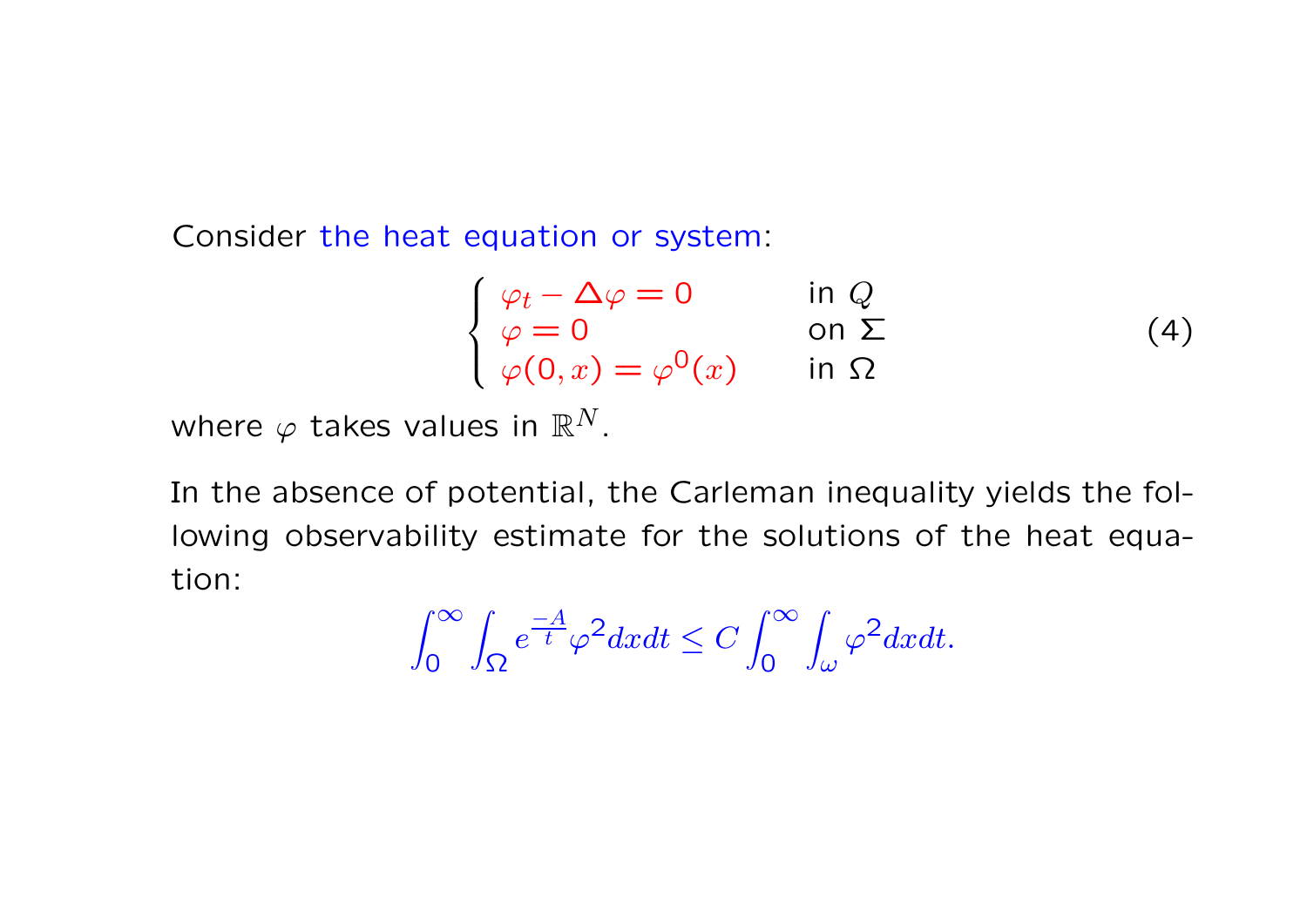Consider the heat equation or system:

$$
\begin{cases}
\varphi_t - \Delta \varphi = 0 & \text{in } Q \\
\varphi = 0 & \text{on } \Sigma \\
\varphi(0, x) = \varphi^0(x) & \text{in } \Omega
\end{cases}
\tag{4}
$$

where $\varphi$ takes values in $\mathbb{R}^N$.

In the absence of potential, the Carleman inequality yields the following observability estimate for the solutions of the heat equation:

$$
\int_0^\infty \int_\Omega e^{\frac{-A}{t}} \varphi^2 dx dt \leq C \int_0^\infty \int_\omega \varphi^2 dx dt.
$$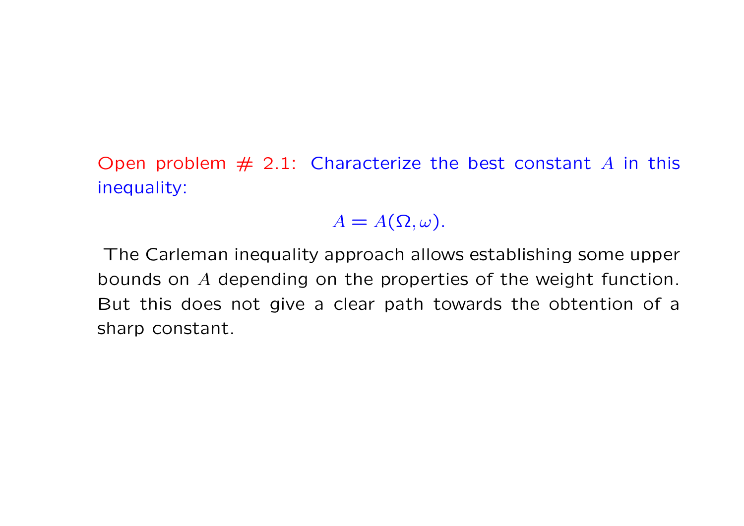Open problem # 2.1: Characterize the best constant $A$ in this inequality:

$$A = A(\Omega, \omega).$$

The Carleman inequality approach allows establishing some upper bounds on $A$ depending on the properties of the weight function. But this does not give a clear path towards the obtention of a sharp constant.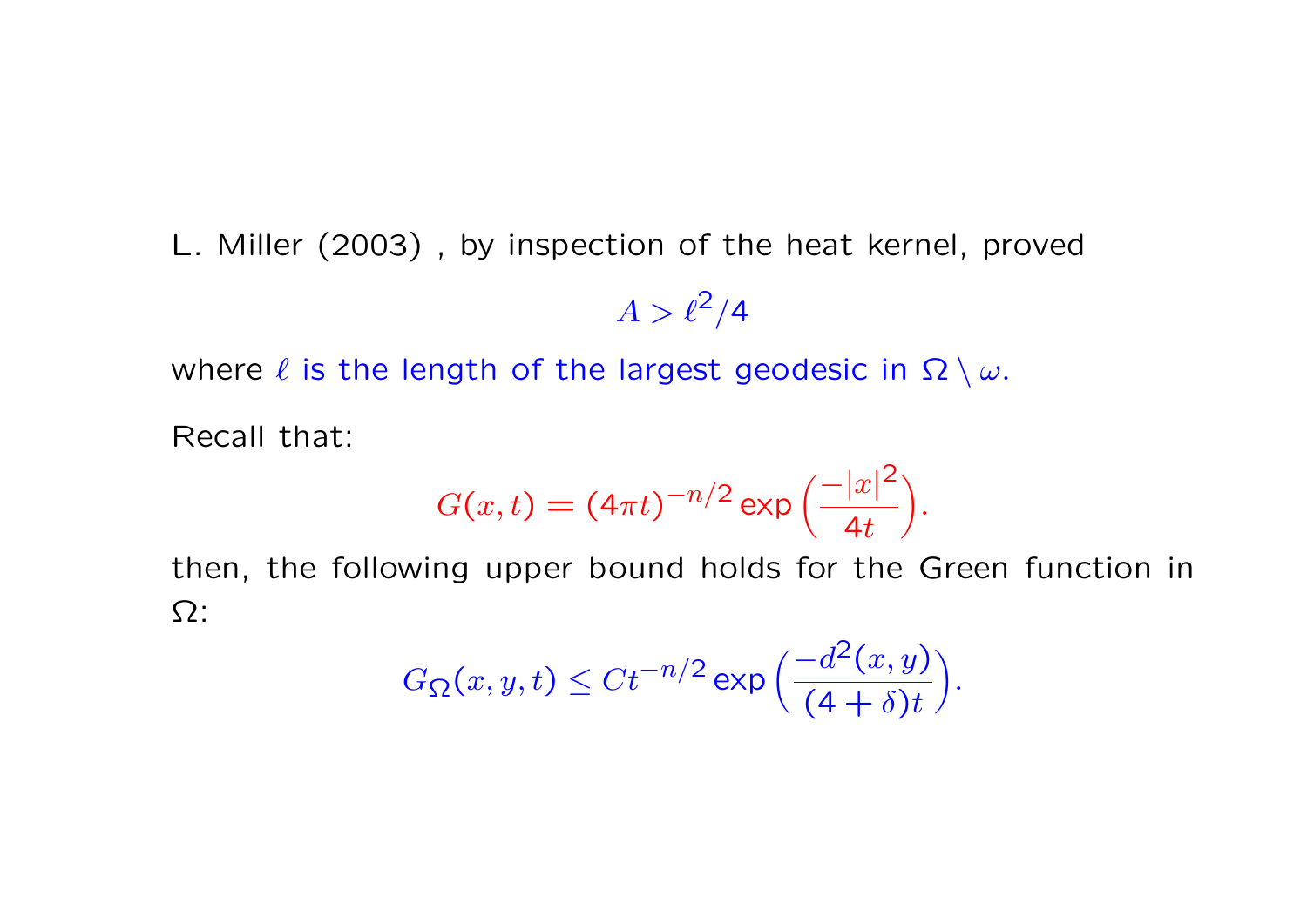L. Miller (2003) , by inspection of the heat kernel, proved

$$A > \ell^2/4$$

where $\ell$ is the length of the largest geodesic in $\Omega \setminus \omega$.

Recall that:

$$G(x,t) = (4\pi t)^{-n/2} \exp\Big(\frac{-|x|^2}{4t}\Big).$$

then, the following upper bound holds for the Green function in $\Omega$:

$$G_\Omega(x,y,t) \leq C t^{-n/2} \exp\Big(\frac{-d^2(x,y)}{(4+\delta)t}\Big).$$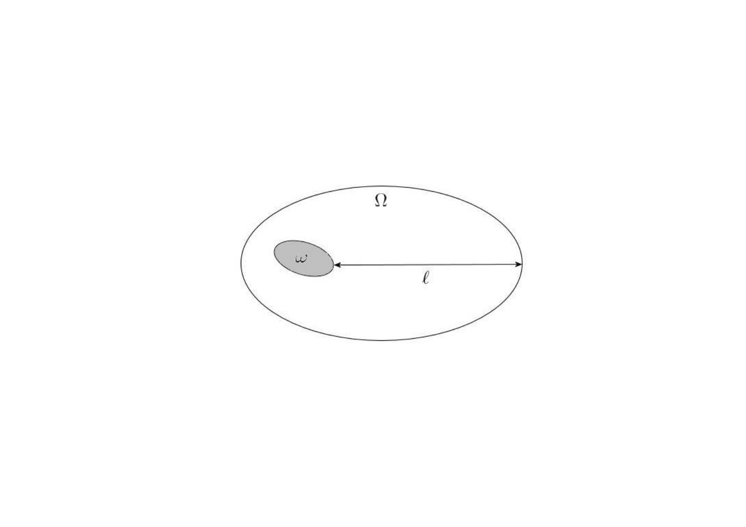$\Omega$

$\omega$

$\ell$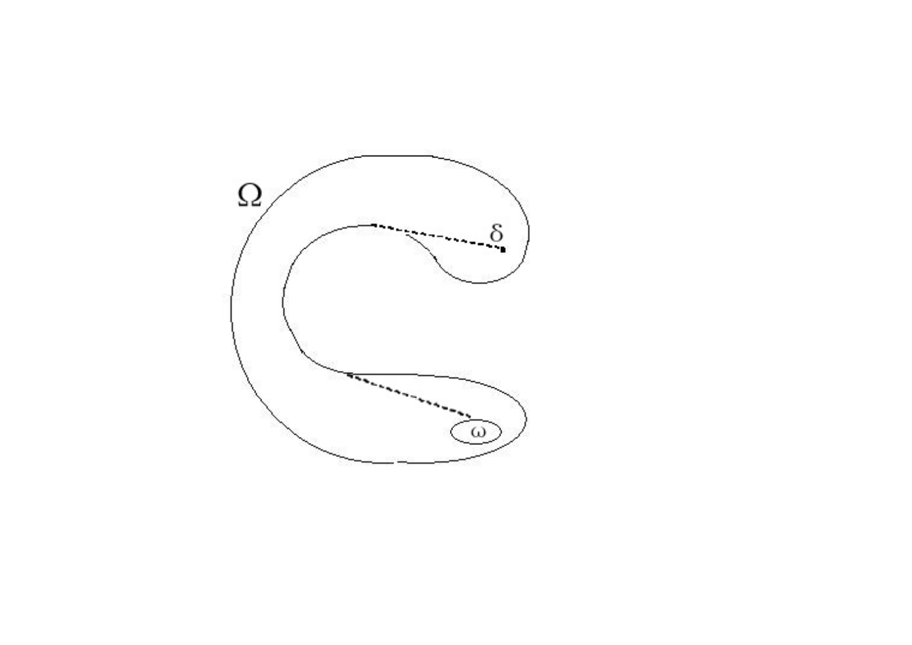$\Omega$

$\delta$

$\omega$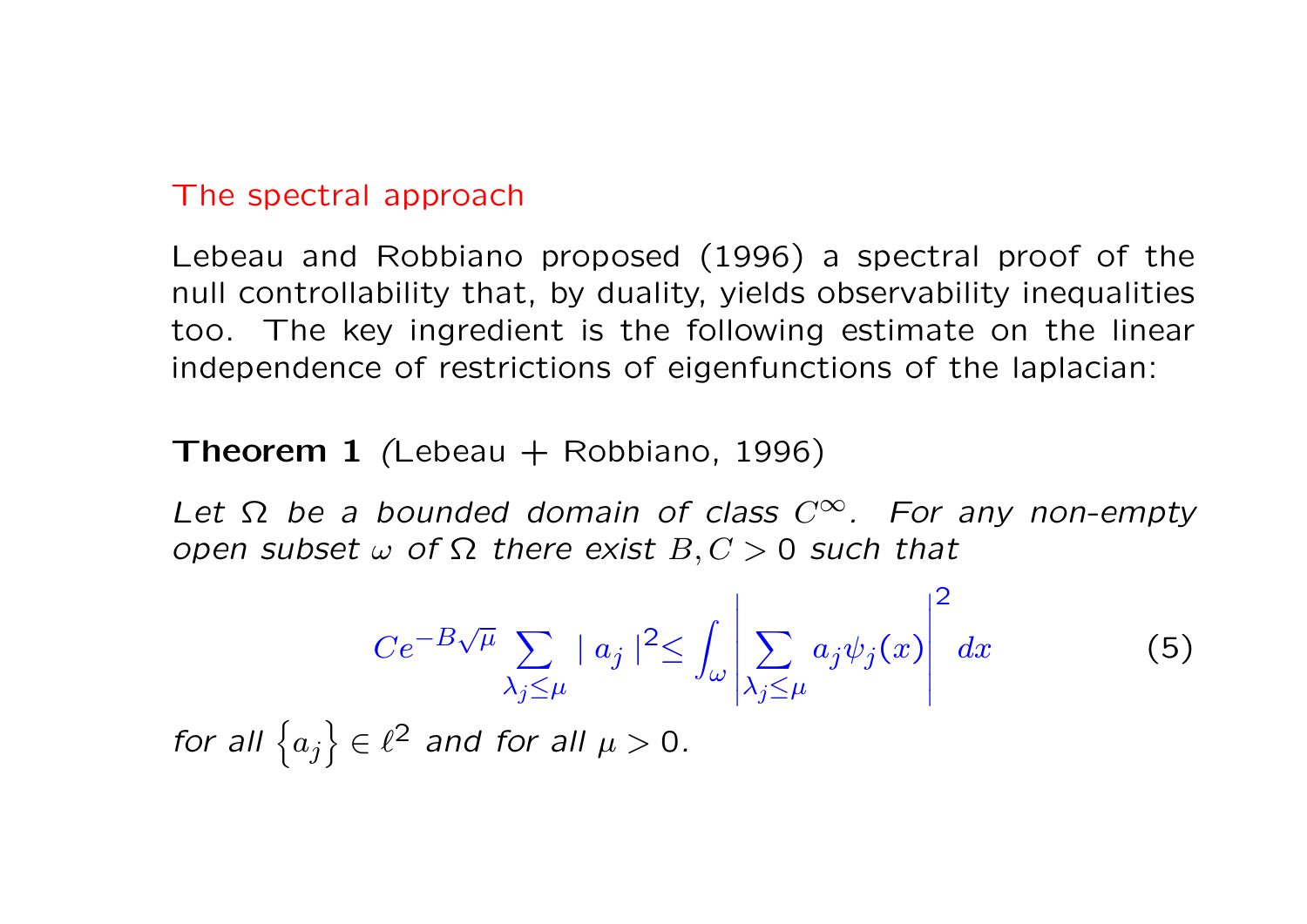## The spectral approach

Lebeau and Robbiano proposed (1996) a spectral proof of the null controllability that, by duality, yields observability inequalities too. The key ingredient is the following estimate on the linear independence of restrictions of eigenfunctions of the laplacian:

**Theorem 1** *(*Lebeau + Robbiano, 1996)

*Let $\Omega$ be a bounded domain of class $C^\infty$. For any non-empty open subset $\omega$ of $\Omega$ there exist $B, C > 0$ such that*

$$Ce^{-B\sqrt{\mu}} \sum_{\lambda_j \leq \mu} | \, a_j \, |^2 \leq \int_\omega \left| \sum_{\lambda_j \leq \mu} a_j \psi_j(x) \right|^2 dx \tag{5}$$

*for all $\left\{ a_j \right\} \in \ell^2$ and for all $\mu > 0$.*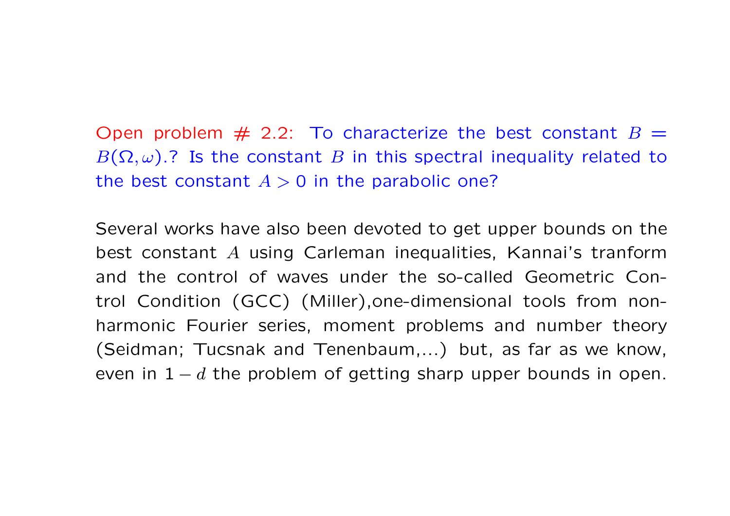Open problem # 2.2: To characterize the best constant $B = B(\Omega, \omega)$.? Is the constant $B$ in this spectral inequality related to the best constant $A > 0$ in the parabolic one?

Several works have also been devoted to get upper bounds on the best constant $A$ using Carleman inequalities, Kannai's tranform and the control of waves under the so-called Geometric Control Condition (GCC) (Miller),one-dimensional tools from nonharmonic Fourier series, moment problems and number theory (Seidman; Tucsnak and Tenenbaum,...) but, as far as we know, even in $1-d$ the problem of getting sharp upper bounds in open.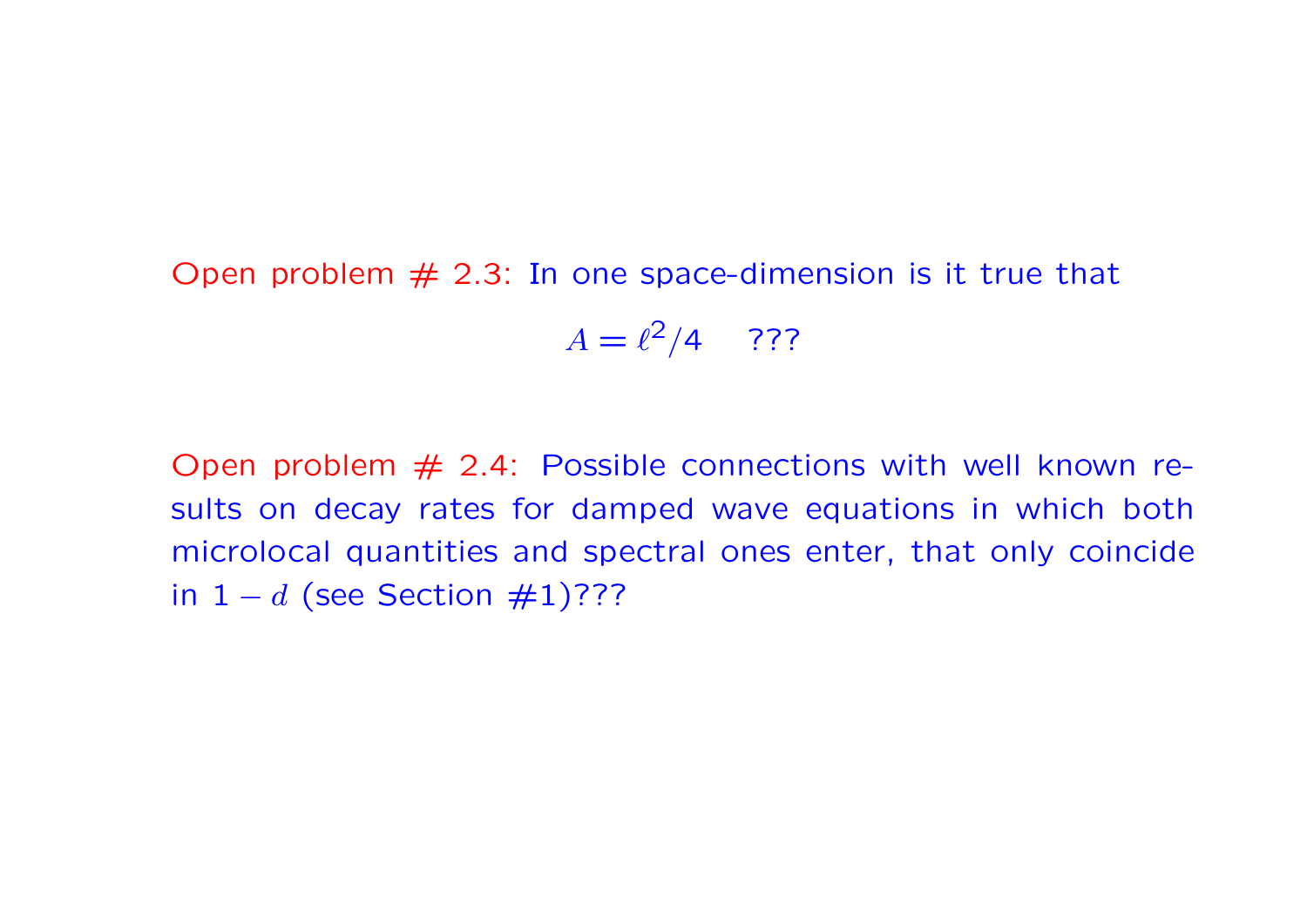Open problem # 2.3: In one space-dimension is it true that

$$A = \ell^2/4 \quad ???$$

Open problem # 2.4: Possible connections with well known results on decay rates for damped wave equations in which both microlocal quantities and spectral ones enter, that only coincide in $1-d$ (see Section #1)???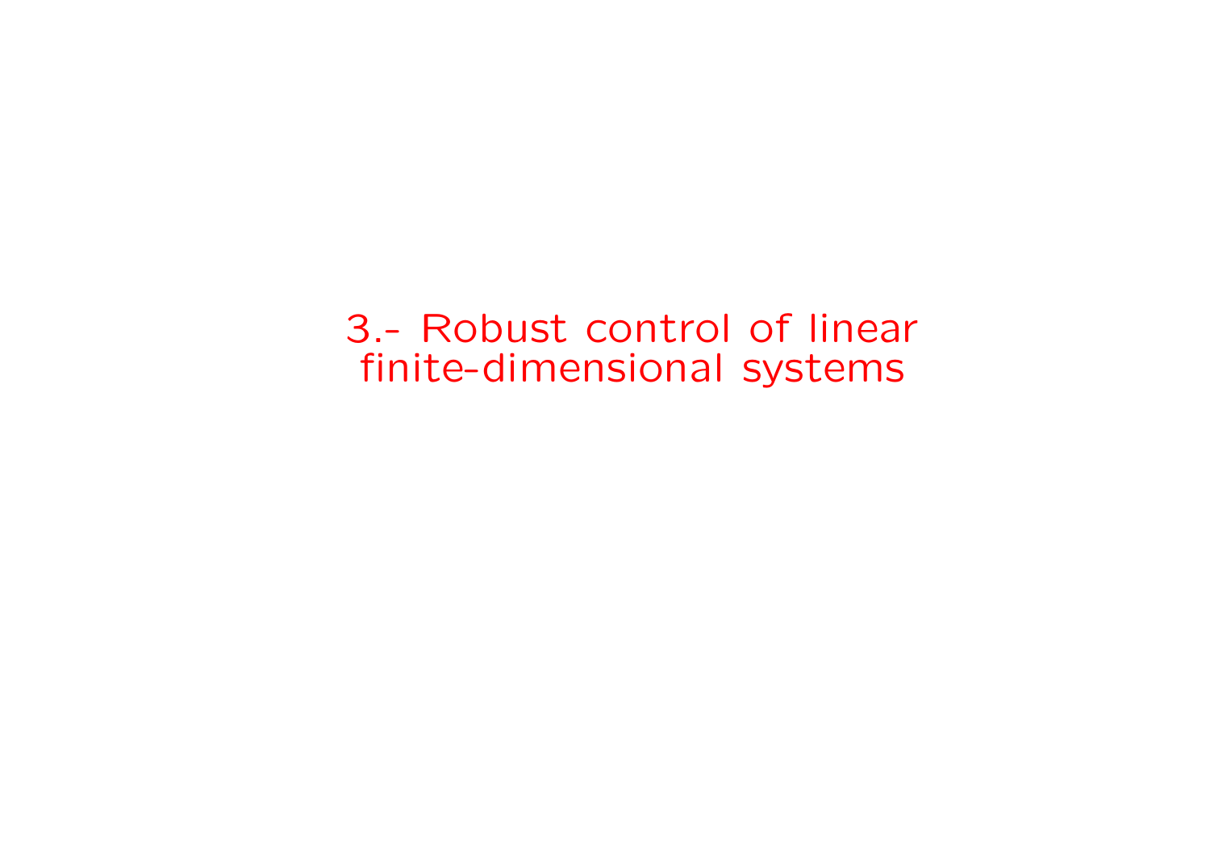# 3.- Robust control of linear finite-dimensional systems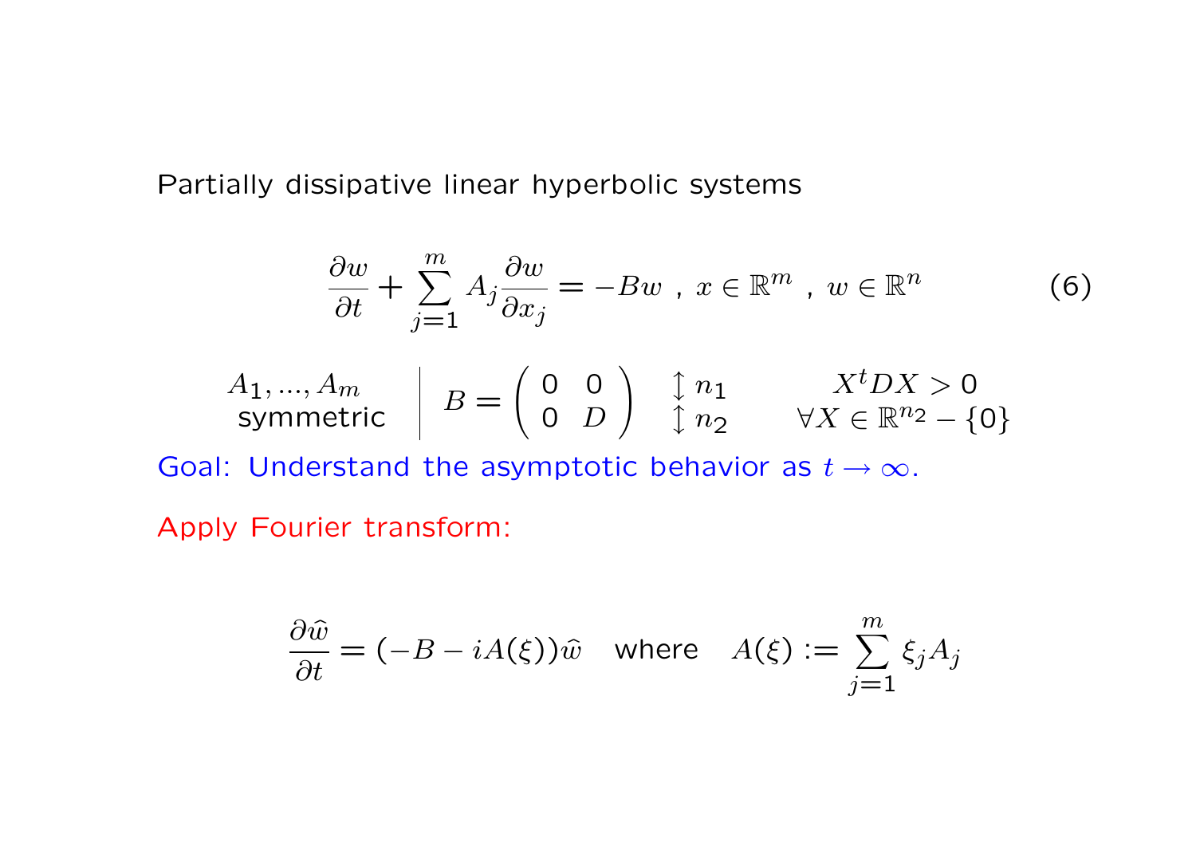Partially dissipative linear hyperbolic systems

$$\frac{\partial w}{\partial t} + \sum_{j=1}^{m} A_j \frac{\partial w}{\partial x_j} = -Bw \ , \ x \in \mathbb{R}^m \ , \ w \in \mathbb{R}^n \tag{6}$$

$$\begin{array}{c|c} A_1, ..., A_m & B = \begin{pmatrix} 0 & 0 \\ 0 & D \end{pmatrix} \begin{array}{l} \updownarrow n_1 \\ \updownarrow n_2 \end{array} \qquad \begin{array}{c} X^t D X > 0 \\ \forall X \in \mathbb{R}^{n_2} - \{0\} \end{array} \\ \text{symmetric} & \end{array}$$

Goal: Understand the asymptotic behavior as $t \to \infty$.

Apply Fourier transform:

$$\frac{\partial \widehat{w}}{\partial t} = (-B - iA(\xi))\widehat{w} \quad \text{where} \quad A(\xi) := \sum_{j=1}^{m} \xi_j A_j$$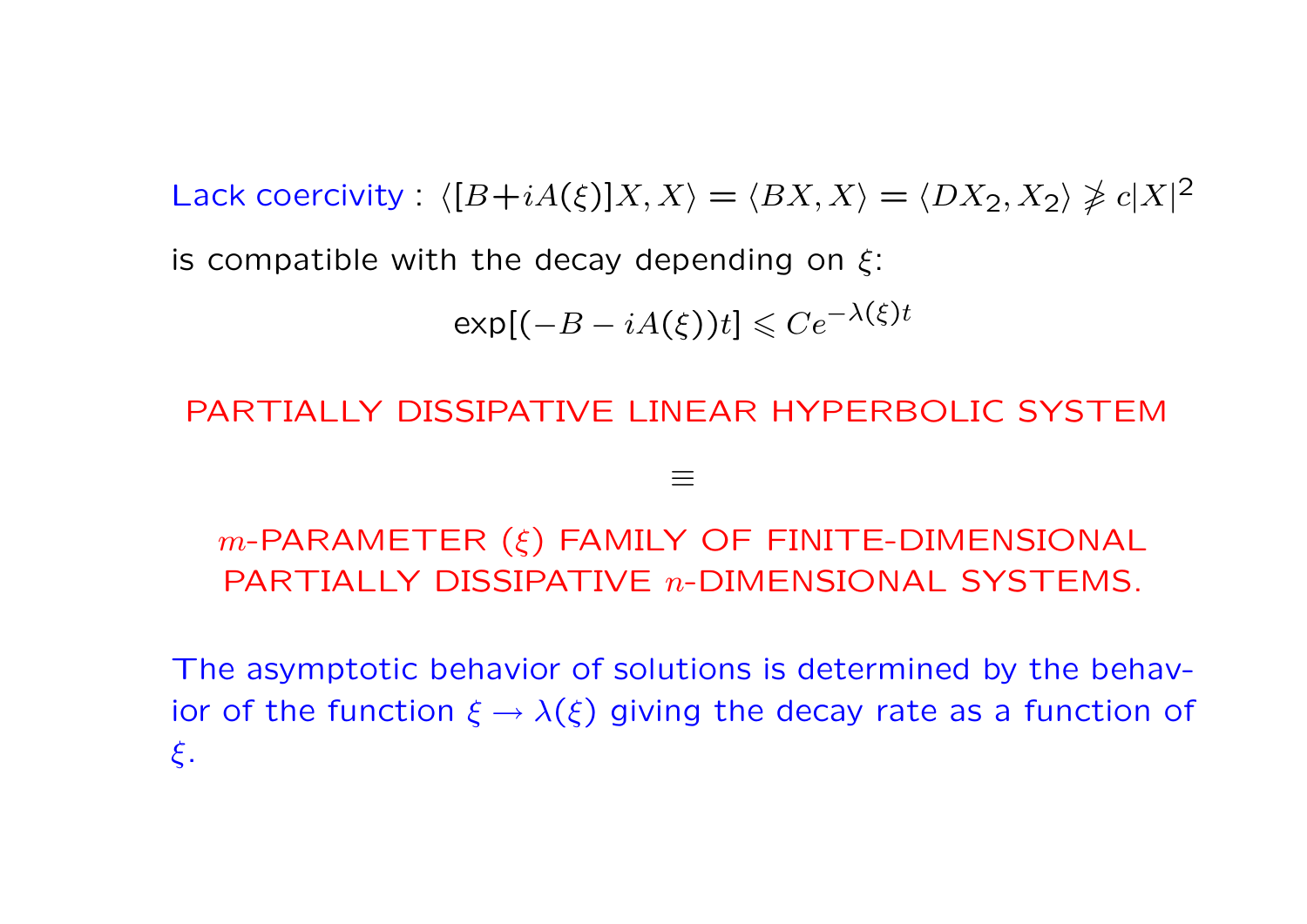Lack coercivity : $\langle [B+iA(\xi)]X, X\rangle = \langle BX, X\rangle = \langle DX_2, X_2\rangle \not\geqslant c|X|^2$

is compatible with the decay depending on $\xi$:

$$\exp[(-B - iA(\xi))t] \leqslant Ce^{-\lambda(\xi)t}$$

PARTIALLY DISSIPATIVE LINEAR HYPERBOLIC SYSTEM

$$\equiv$$

$m$-PARAMETER ($\xi$) FAMILY OF FINITE-DIMENSIONAL PARTIALLY DISSIPATIVE $n$-DIMENSIONAL SYSTEMS.

The asymptotic behavior of solutions is determined by the behavior of the function $\xi \to \lambda(\xi)$ giving the decay rate as a function of $\xi$.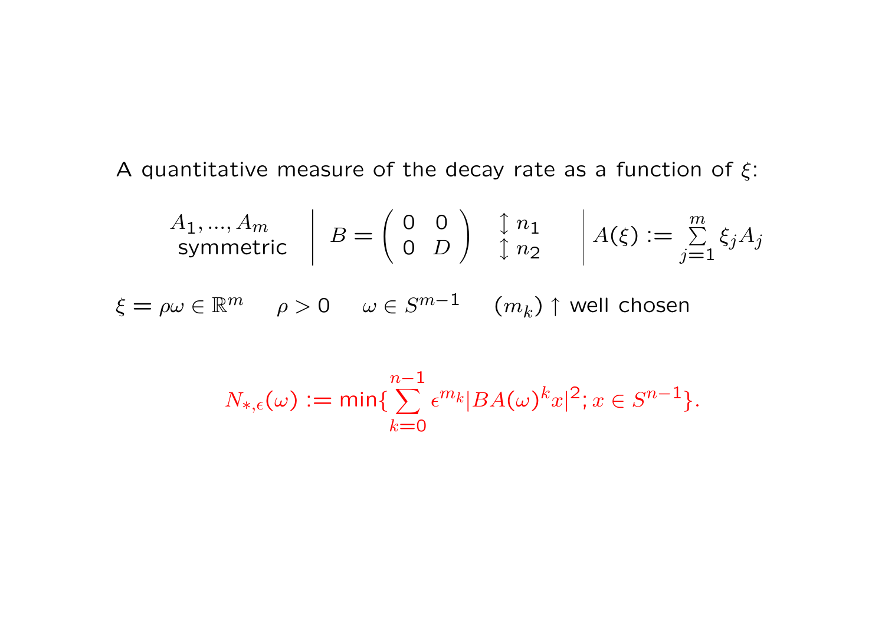A quantitative measure of the decay rate as a function of $\xi$:

$A_1, ..., A_m$ symmetric $\quad\Big|\quad B = \begin{pmatrix} 0 & 0 \\ 0 & D \end{pmatrix} \begin{matrix} \updownarrow n_1 \\ \updownarrow n_2 \end{matrix} \quad\Big|\quad A(\xi) := \sum_{j=1}^{m} \xi_j A_j$

$\xi = \rho\omega \in \mathbb{R}^m \qquad \rho > 0 \qquad \omega \in S^{m-1} \qquad (m_k) \uparrow$ well chosen

$$N_{*,\epsilon}(\omega) := \min\{\sum_{k=0}^{n-1} \epsilon^{m_k} |BA(\omega)^k x|^2; x \in S^{n-1}\}.$$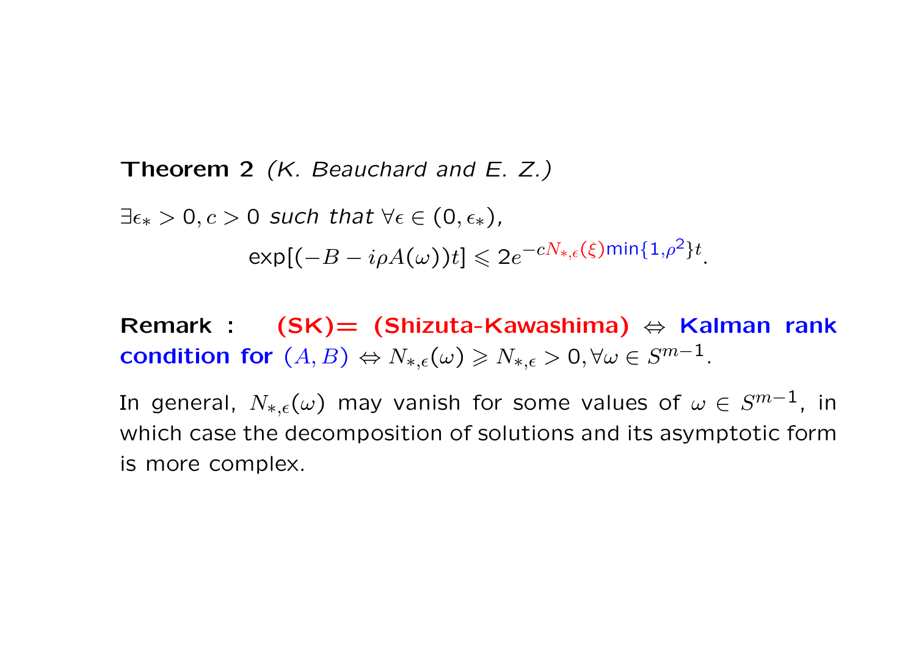**Theorem 2** *(K. Beauchard and E. Z.)*

$\exists \epsilon_* > 0, c > 0$ *such that* $\forall \epsilon \in (0, \epsilon_*)$,

$$\exp[(-B - i\rho A(\omega))t] \leqslant 2e^{-cN_{*,\epsilon}(\xi)\min\{1,\rho^2\}t}.$$

**Remark :** **(SK)= (Shizuta-Kawashima)** $\Leftrightarrow$ **Kalman rank condition for** $(A, B)$ $\Leftrightarrow N_{*,\epsilon}(\omega) \geqslant N_{*,\epsilon} > 0, \forall \omega \in S^{m-1}$.

In general, $N_{*,\epsilon}(\omega)$ may vanish for some values of $\omega \in S^{m-1}$, in which case the decomposition of solutions and its asymptotic form is more complex.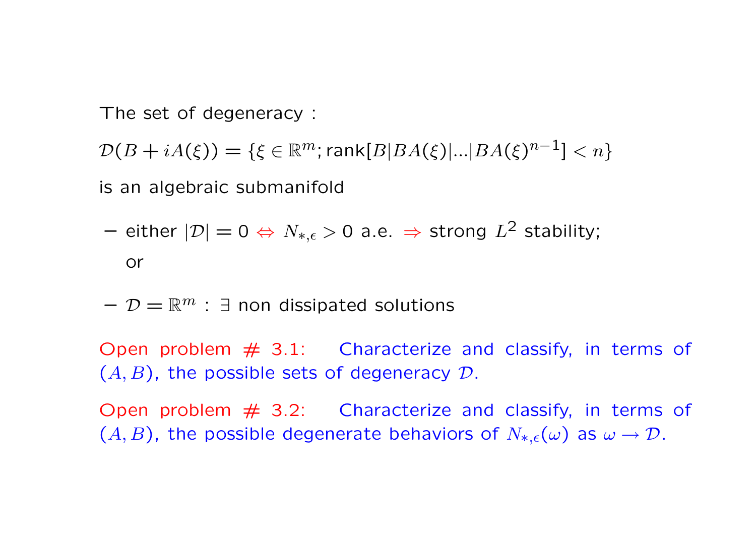The set of degeneracy :

$$\mathcal{D}(B + iA(\xi)) = \{\xi \in \mathbb{R}^m; \text{rank}[B|BA(\xi)|...|BA(\xi)^{n-1}] < n\}$$

is an algebraic submanifold

- either $|\mathcal{D}| = 0 \Leftrightarrow N_{*,\epsilon} > 0$ a.e. $\Rightarrow$ strong $L^2$ stability;

  or

- $\mathcal{D} = \mathbb{R}^m$ : $\exists$ non dissipated solutions

Open problem # 3.1: Characterize and classify, in terms of $(A, B)$, the possible sets of degeneracy $\mathcal{D}$.

Open problem # 3.2: Characterize and classify, in terms of $(A, B)$, the possible degenerate behaviors of $N_{*,\epsilon}(\omega)$ as $\omega \to \mathcal{D}$.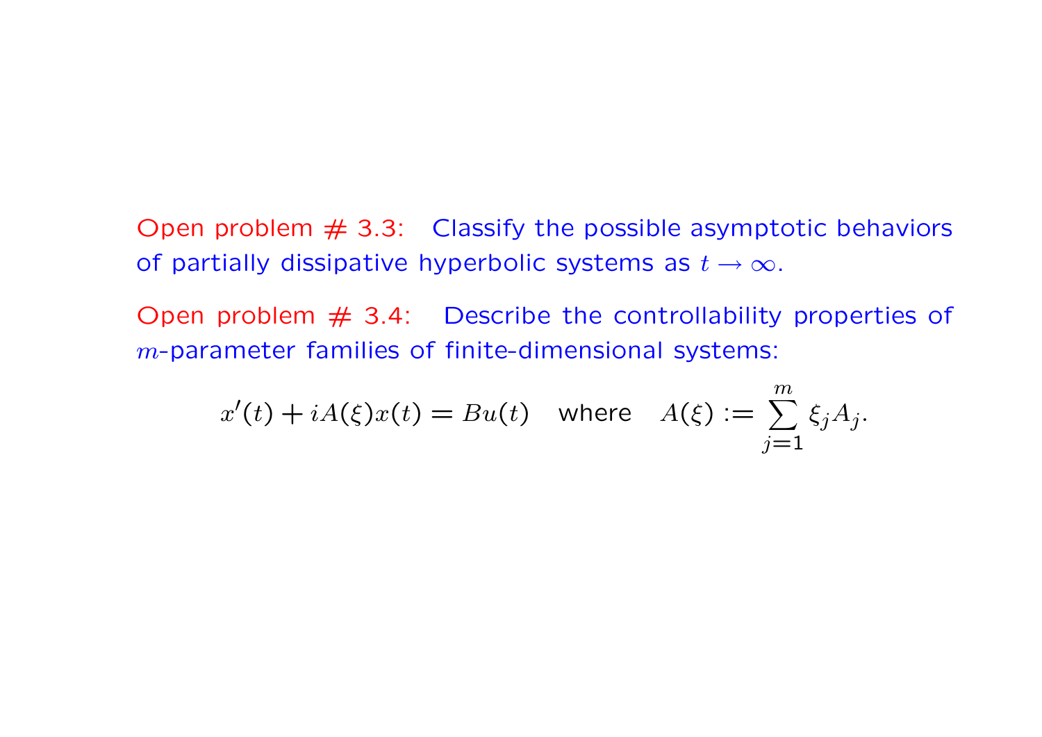Open problem # 3.3: Classify the possible asymptotic behaviors of partially dissipative hyperbolic systems as $t \to \infty$.

Open problem # 3.4: Describe the controllability properties of $m$-parameter families of finite-dimensional systems:

$$x'(t) + iA(\xi)x(t) = Bu(t) \quad \text{where} \quad A(\xi) := \sum_{j=1}^{m} \xi_j A_j.$$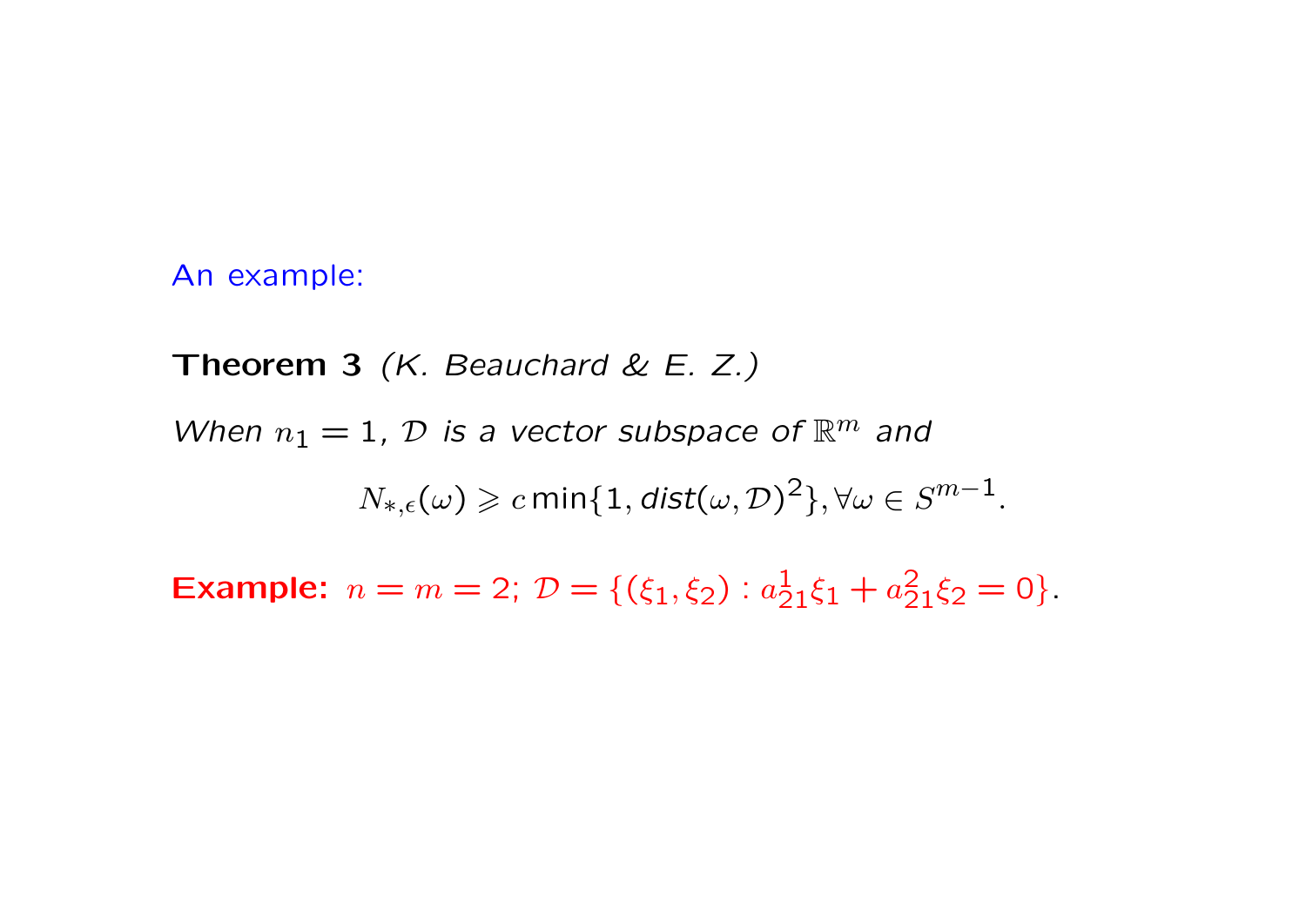An example:

**Theorem 3** *(K. Beauchard & E. Z.)*

*When $n_1 = 1$, $\mathcal{D}$ is a vector subspace of $\mathbb{R}^m$ and*

$$N_{*,\epsilon}(\omega) \geqslant c \min\{1, dist(\omega, \mathcal{D})^2\}, \forall \omega \in S^{m-1}.$$

**Example:** $n = m = 2$; $\mathcal{D} = \{(\xi_1, \xi_2) : a_{21}^1 \xi_1 + a_{21}^2 \xi_2 = 0\}$.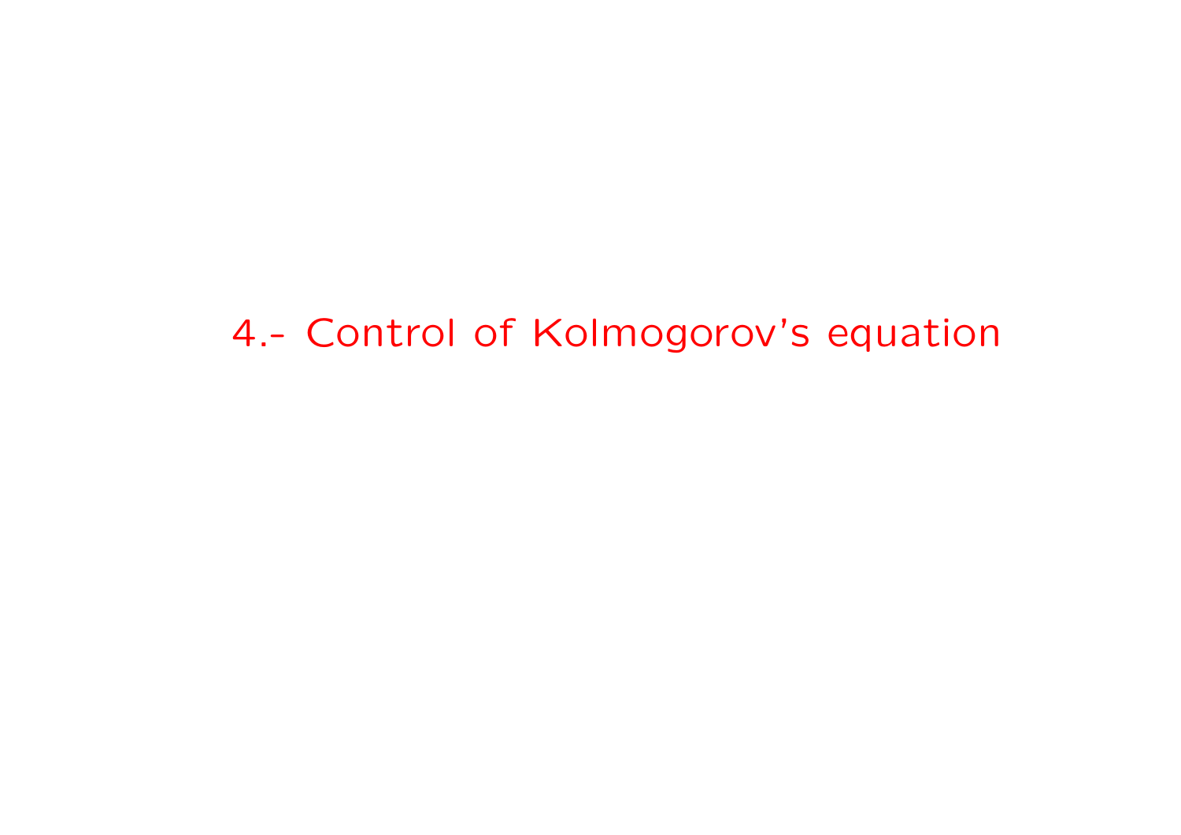# 4.- Control of Kolmogorov's equation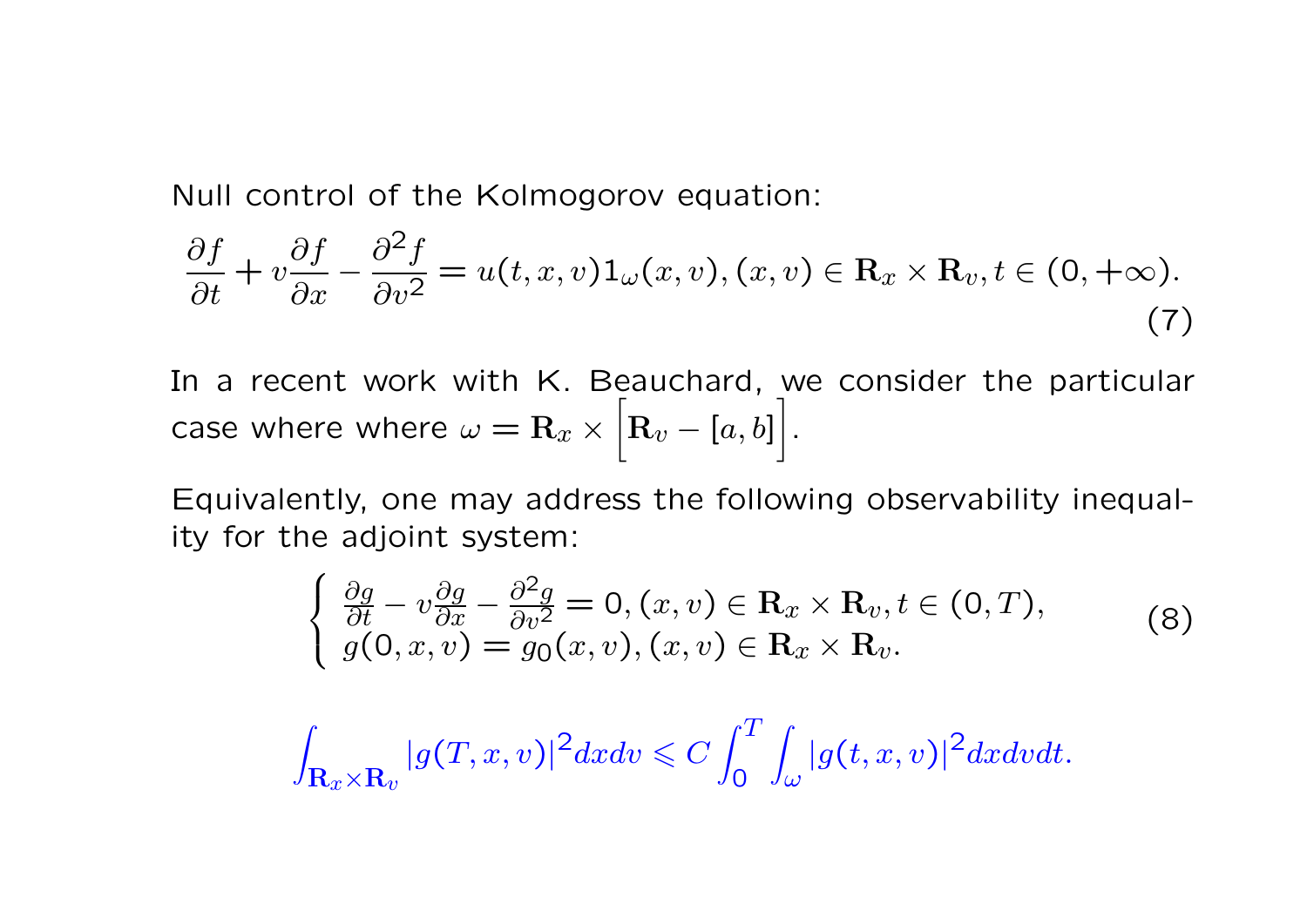Null control of the Kolmogorov equation:

$$\frac{\partial f}{\partial t} + v\frac{\partial f}{\partial x} - \frac{\partial^2 f}{\partial v^2} = u(t,x,v)1_\omega(x,v), (x,v) \in \mathbf{R}_x \times \mathbf{R}_v, t \in (0,+\infty). \tag{7}$$

In a recent work with K. Beauchard, we consider the particular case where where $\omega = \mathbf{R}_x \times \Big[\mathbf{R}_v - [a,b]\Big]$.

Equivalently, one may address the following observability inequality for the adjoint system:

$$\begin{cases} \frac{\partial g}{\partial t} - v\frac{\partial g}{\partial x} - \frac{\partial^2 g}{\partial v^2} = 0, (x,v) \in \mathbf{R}_x \times \mathbf{R}_v, t \in (0,T), \\ g(0,x,v) = g_0(x,v), (x,v) \in \mathbf{R}_x \times \mathbf{R}_v. \end{cases} \tag{8}$$

$$\int_{\mathbf{R}_x \times \mathbf{R}_v} |g(T,x,v)|^2 dx dv \leqslant C \int_0^T \int_\omega |g(t,x,v)|^2 dx dv dt.$$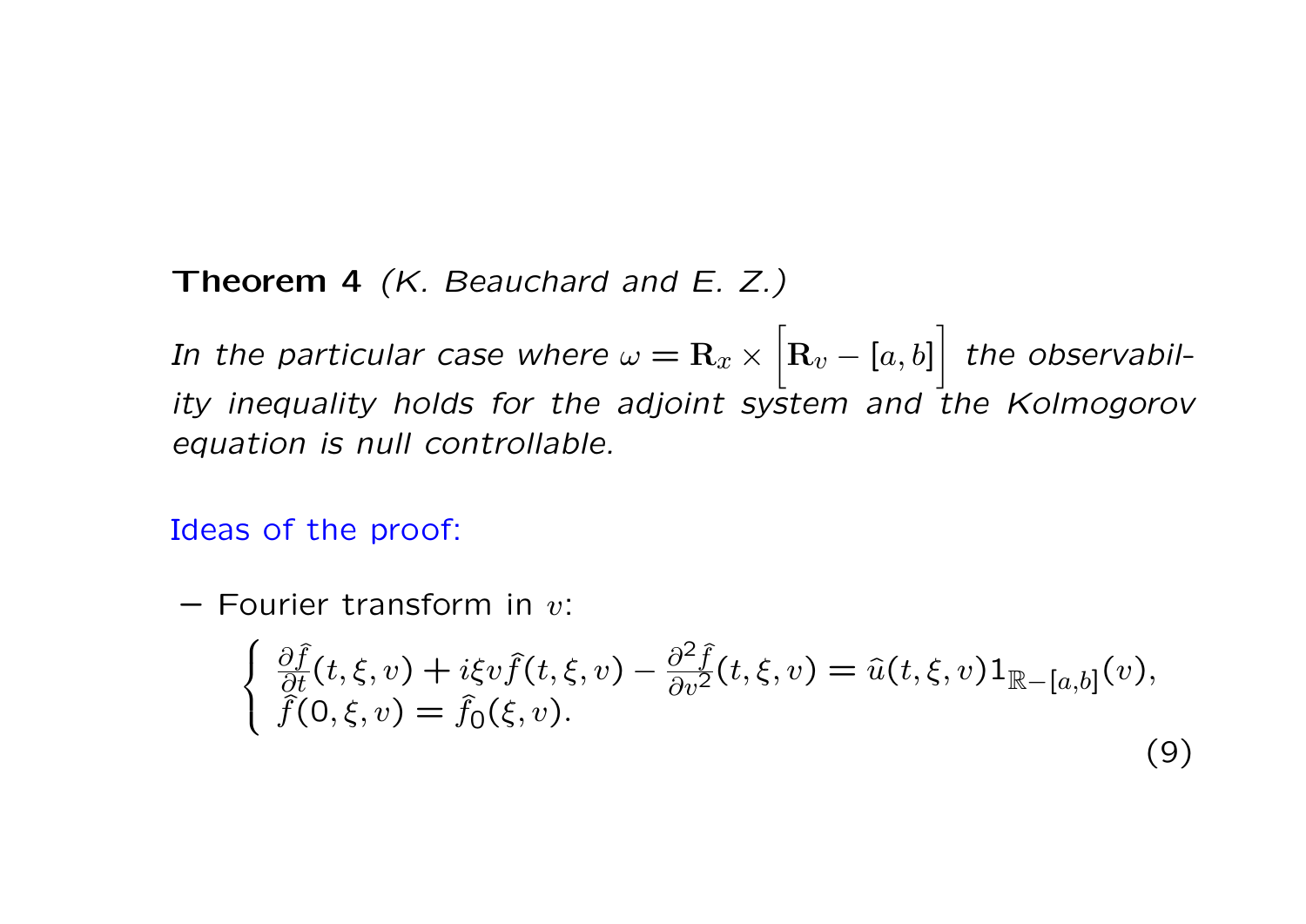**Theorem 4** *(K. Beauchard and E. Z.)*

*In the particular case where $\omega = \mathbf{R}_x \times \Big[\mathbf{R}_v - [a,b]\Big]$ the observability inequality holds for the adjoint system and the Kolmogorov equation is null controllable.*

Ideas of the proof:

− Fourier transform in $v$:

$$\begin{cases} \frac{\partial \widehat{f}}{\partial t}(t,\xi,v) + i\xi v \widehat{f}(t,\xi,v) - \frac{\partial^2 \widehat{f}}{\partial v^2}(t,\xi,v) = \widehat{u}(t,\xi,v) 1_{\mathbb{R}-[a,b]}(v), \\ \widehat{f}(0,\xi,v) = \widehat{f}_0(\xi,v). \end{cases} \tag{9}$$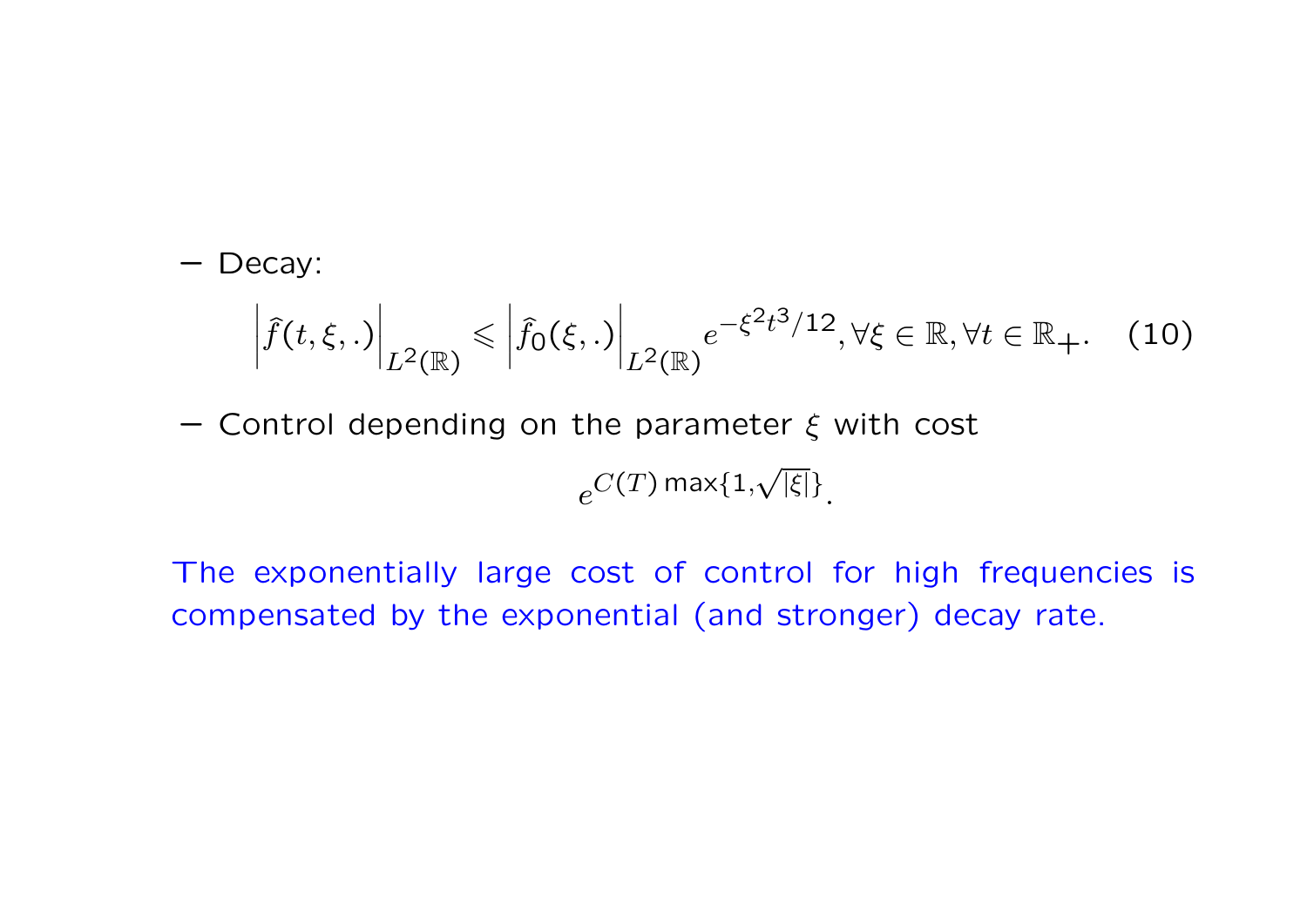- Decay:

$$\left|\widehat{f}(t,\xi,.)\right|_{L^2(\mathbb{R})} \leqslant \left|\widehat{f}_0(\xi,.)\right|_{L^2(\mathbb{R})} e^{-\xi^2 t^3/12}, \forall \xi \in \mathbb{R}, \forall t \in \mathbb{R}_+. \quad (10)$$

- Control depending on the parameter $\xi$ with cost

$$e^{C(T)\max\{1,\sqrt{|\xi|}\}}.$$

The exponentially large cost of control for high frequencies is compensated by the exponential (and stronger) decay rate.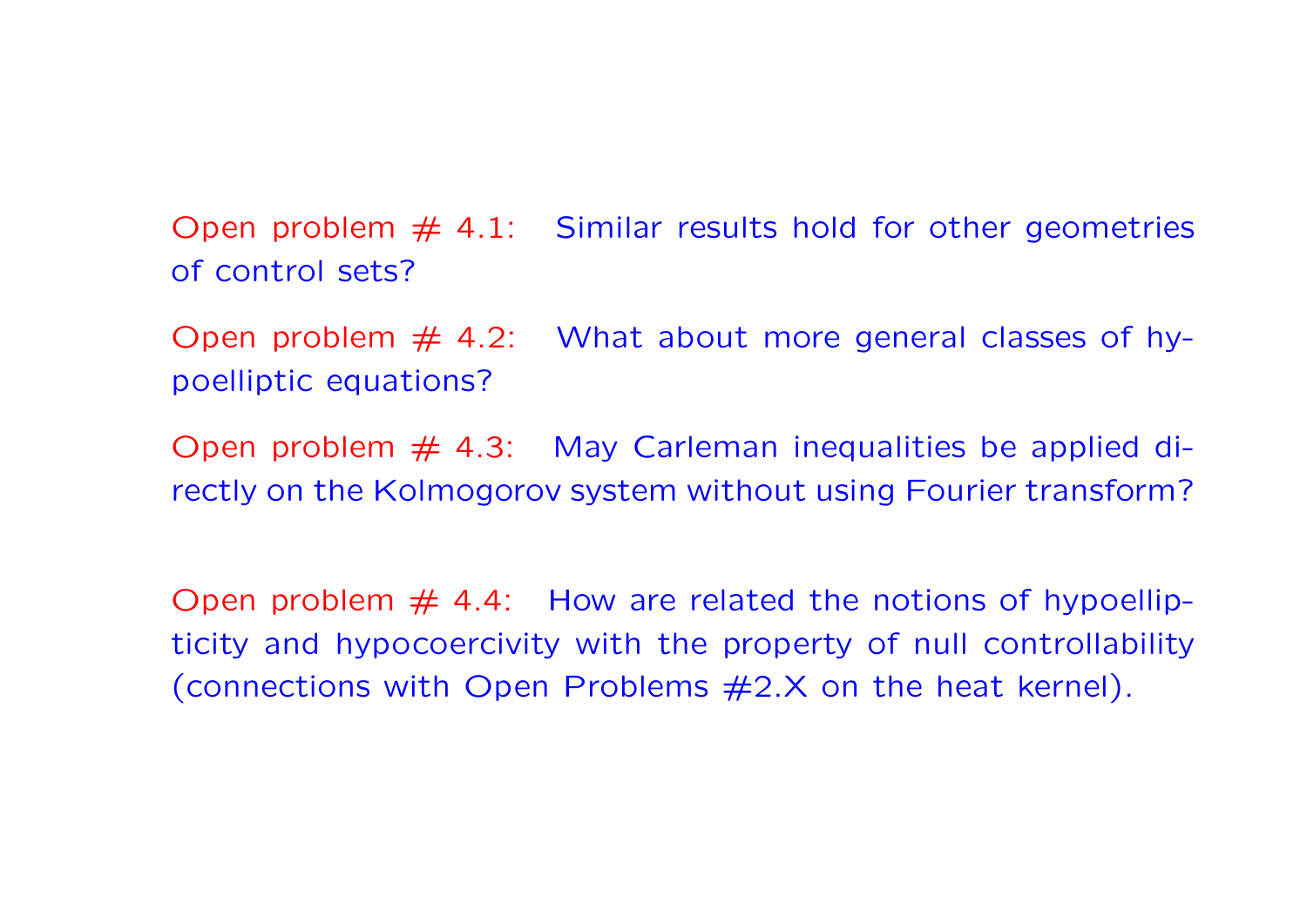Open problem # 4.1: Similar results hold for other geometries of control sets?

Open problem # 4.2: What about more general classes of hypoelliptic equations?

Open problem # 4.3: May Carleman inequalities be applied directly on the Kolmogorov system without using Fourier transform?

Open problem # 4.4: How are related the notions of hypoellipticity and hypocoercivity with the property of null controllability (connections with Open Problems #2.X on the heat kernel).